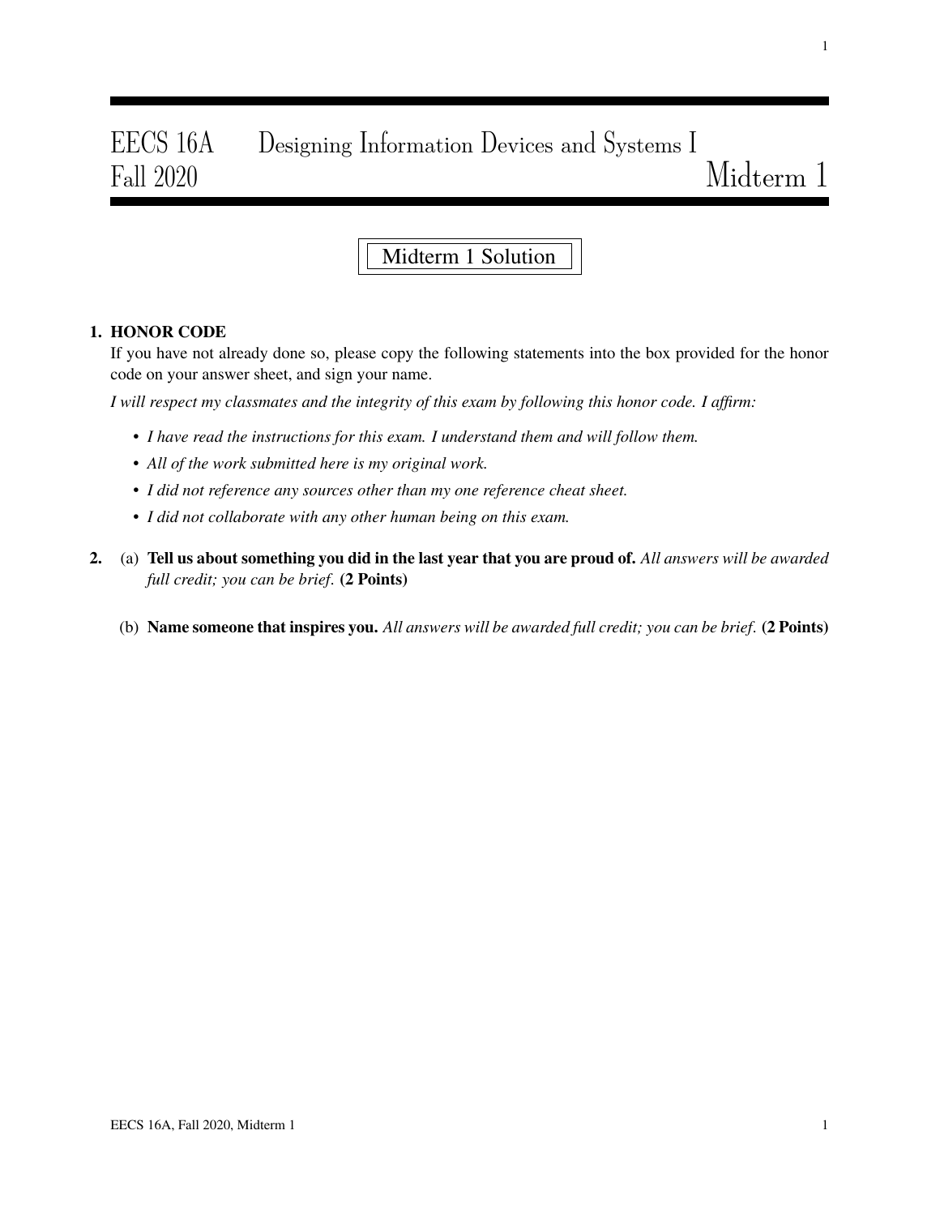# EECS 16A Designing Information Devices and Systems I
# Fall 2020 Midterm 1

**Midterm 1 Solution**

**1. HONOR CODE**

If you have not already done so, please copy the following statements into the box provided for the honor code on your answer sheet, and sign your name.

*I will respect my classmates and the integrity of this exam by following this honor code. I affirm:*

- *I have read the instructions for this exam. I understand them and will follow them.*
- *All of the work submitted here is my original work.*
- *I did not reference any sources other than my one reference cheat sheet.*
- *I did not collaborate with any other human being on this exam.*

**2.** (a) **Tell us about something you did in the last year that you are proud of.** *All answers will be awarded full credit; you can be brief.* **(2 Points)**

(b) **Name someone that inspires you.** *All answers will be awarded full credit; you can be brief.* **(2 Points)**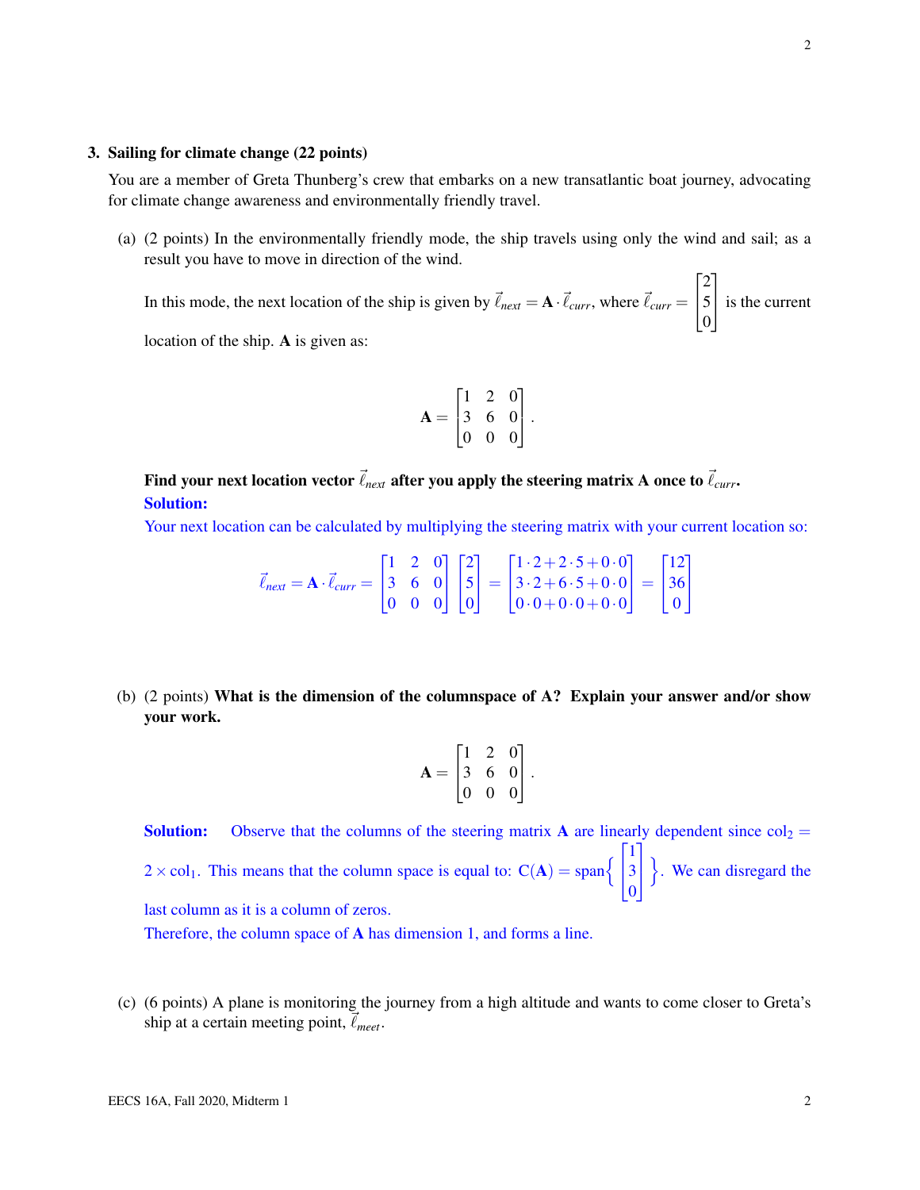**3. Sailing for climate change (22 points)**

You are a member of Greta Thunberg's crew that embarks on a new transatlantic boat journey, advocating for climate change awareness and environmentally friendly travel.

(a) (2 points) In the environmentally friendly mode, the ship travels using only the wind and sail; as a result you have to move in direction of the wind.

In this mode, the next location of the ship is given by $\vec{\ell}_{next} = \mathbf{A} \cdot \vec{\ell}_{curr}$, where $\vec{\ell}_{curr} = \begin{bmatrix} 2 \\ 5 \\ 0 \end{bmatrix}$ is the current location of the ship. $\mathbf{A}$ is given as:

$$\mathbf{A} = \begin{bmatrix} 1 & 2 & 0 \\ 3 & 6 & 0 \\ 0 & 0 & 0 \end{bmatrix}.$$

**Find your next location vector $\vec{\ell}_{next}$ after you apply the steering matrix A once to $\vec{\ell}_{curr}$.**

**Solution:**

Your next location can be calculated by multiplying the steering matrix with your current location so:

$$\vec{\ell}_{next} = \mathbf{A} \cdot \vec{\ell}_{curr} = \begin{bmatrix} 1 & 2 & 0 \\ 3 & 6 & 0 \\ 0 & 0 & 0 \end{bmatrix} \begin{bmatrix} 2 \\ 5 \\ 0 \end{bmatrix} = \begin{bmatrix} 1 \cdot 2 + 2 \cdot 5 + 0 \cdot 0 \\ 3 \cdot 2 + 6 \cdot 5 + 0 \cdot 0 \\ 0 \cdot 0 + 0 \cdot 0 + 0 \cdot 0 \end{bmatrix} = \begin{bmatrix} 12 \\ 36 \\ 0 \end{bmatrix}$$

(b) (2 points) **What is the dimension of the columnspace of A? Explain your answer and/or show your work.**

$$\mathbf{A} = \begin{bmatrix} 1 & 2 & 0 \\ 3 & 6 & 0 \\ 0 & 0 & 0 \end{bmatrix}.$$

**Solution:** Observe that the columns of the steering matrix $\mathbf{A}$ are linearly dependent since $\text{col}_2 = 2 \times \text{col}_1$. This means that the column space is equal to: $\mathbf{C}(\mathbf{A}) = \text{span}\left\{ \begin{bmatrix} 1 \\ 3 \\ 0 \end{bmatrix} \right\}$. We can disregard the last column as it is a column of zeros.

Therefore, the column space of $\mathbf{A}$ has dimension 1, and forms a line.

(c) (6 points) A plane is monitoring the journey from a high altitude and wants to come closer to Greta's ship at a certain meeting point, $\vec{\ell}_{meet}$.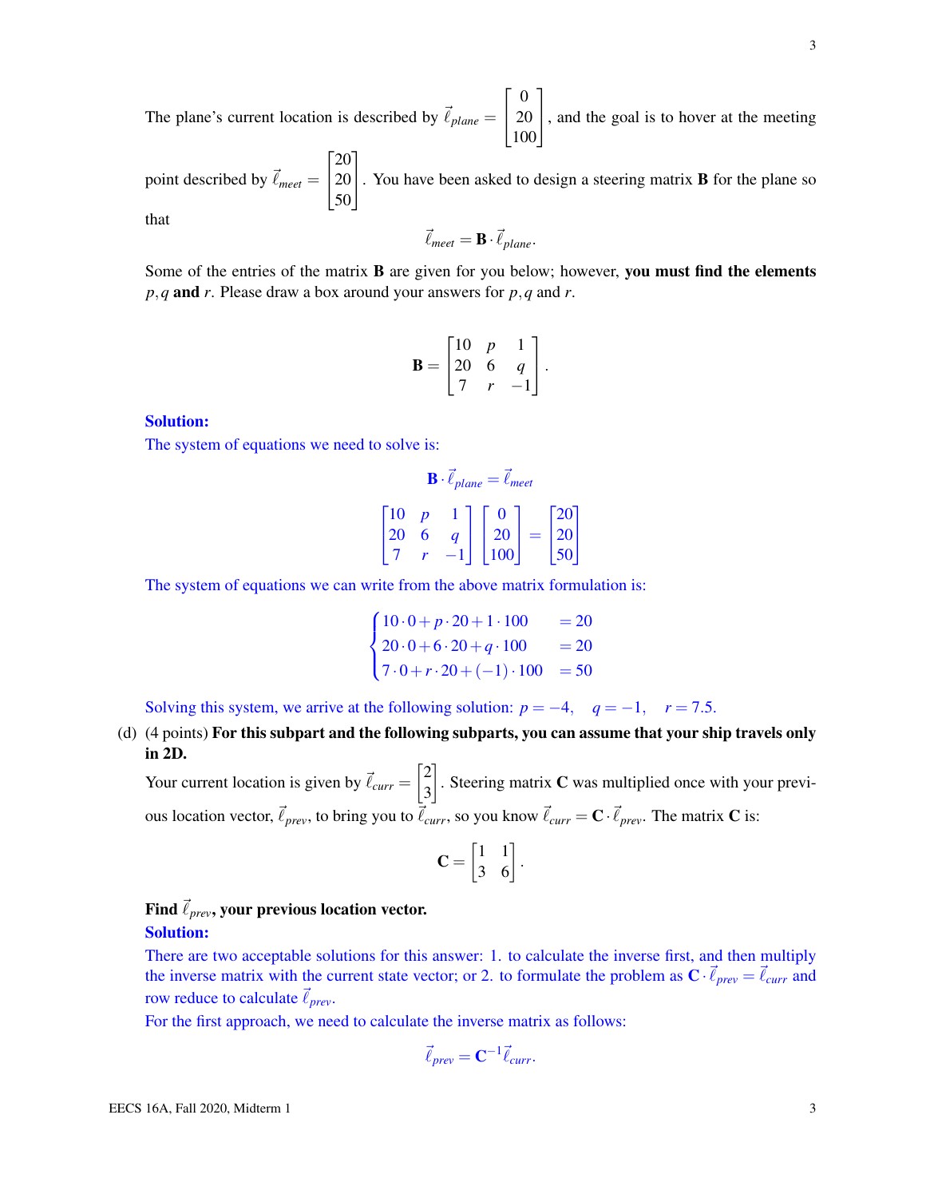The plane's current location is described by $\vec{\ell}_{plane} = \begin{bmatrix} 0 \\ 20 \\ 100 \end{bmatrix}$, and the goal is to hover at the meeting point described by $\vec{\ell}_{meet} = \begin{bmatrix} 20 \\ 20 \\ 50 \end{bmatrix}$. You have been asked to design a steering matrix $\mathbf{B}$ for the plane so that

$$\vec{\ell}_{meet} = \mathbf{B} \cdot \vec{\ell}_{plane}.$$

Some of the entries of the matrix $\mathbf{B}$ are given for you below; however, **you must find the elements** $p, q$ **and** $r$. Please draw a box around your answers for $p, q$ and $r$.

$$\mathbf{B} = \begin{bmatrix} 10 & p & 1 \\ 20 & 6 & q \\ 7 & r & -1 \end{bmatrix}.$$

**Solution:**

The system of equations we need to solve is:

$$\mathbf{B} \cdot \vec{\ell}_{plane} = \vec{\ell}_{meet}$$

$$\begin{bmatrix} 10 & p & 1 \\ 20 & 6 & q \\ 7 & r & -1 \end{bmatrix} \begin{bmatrix} 0 \\ 20 \\ 100 \end{bmatrix} = \begin{bmatrix} 20 \\ 20 \\ 50 \end{bmatrix}$$

The system of equations we can write from the above matrix formulation is:

$$\begin{cases} 10 \cdot 0 + p \cdot 20 + 1 \cdot 100 & = 20 \\ 20 \cdot 0 + 6 \cdot 20 + q \cdot 100 & = 20 \\ 7 \cdot 0 + r \cdot 20 + (-1) \cdot 100 & = 50 \end{cases}$$

Solving this system, we arrive at the following solution: $p = -4, \quad q = -1, \quad r = 7.5.$

(d) (4 points) **For this subpart and the following subparts, you can assume that your ship travels only in 2D.**

Your current location is given by $\vec{\ell}_{curr} = \begin{bmatrix} 2 \\ 3 \end{bmatrix}$. Steering matrix $\mathbf{C}$ was multiplied once with your previous location vector, $\vec{\ell}_{prev}$, to bring you to $\vec{\ell}_{curr}$, so you know $\vec{\ell}_{curr} = \mathbf{C} \cdot \vec{\ell}_{prev}$. The matrix $\mathbf{C}$ is:

$$\mathbf{C} = \begin{bmatrix} 1 & 1 \\ 3 & 6 \end{bmatrix}.$$

**Find $\vec{\ell}_{prev}$, your previous location vector.**

**Solution:**

There are two acceptable solutions for this answer: 1. to calculate the inverse first, and then multiply the inverse matrix with the current state vector; or 2. to formulate the problem as $\mathbf{C} \cdot \vec{\ell}_{prev} = \vec{\ell}_{curr}$ and row reduce to calculate $\vec{\ell}_{prev}$.

For the first approach, we need to calculate the inverse matrix as follows:

$$\vec{\ell}_{prev} = \mathbf{C}^{-1} \vec{\ell}_{curr}.$$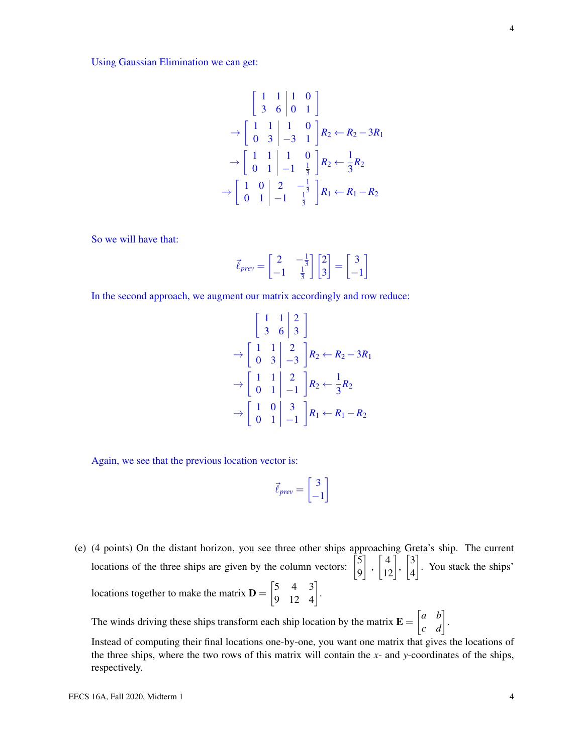Using Gaussian Elimination we can get:

$$
\left[\begin{array}{cc|cc} 1 & 1 & 1 & 0 \\ 3 & 6 & 0 & 1 \end{array}\right]
$$

$$
\rightarrow \left[\begin{array}{cc|cc} 1 & 1 & 1 & 0 \\ 0 & 3 & -3 & 1 \end{array}\right] R_2 \leftarrow R_2 - 3R_1
$$

$$
\rightarrow \left[\begin{array}{cc|cc} 1 & 1 & 1 & 0 \\ 0 & 1 & -1 & \frac{1}{3} \end{array}\right] R_2 \leftarrow \frac{1}{3}R_2
$$

$$
\rightarrow \left[\begin{array}{cc|cc} 1 & 0 & 2 & -\frac{1}{3} \\ 0 & 1 & -1 & \frac{1}{3} \end{array}\right] R_1 \leftarrow R_1 - R_2
$$

So we will have that:

$$
\vec{\ell}_{prev} = \begin{bmatrix} 2 & -\frac{1}{3} \\ -1 & \frac{1}{3} \end{bmatrix} \begin{bmatrix} 2 \\ 3 \end{bmatrix} = \begin{bmatrix} 3 \\ -1 \end{bmatrix}
$$

In the second approach, we augment our matrix accordingly and row reduce:

$$
\left[\begin{array}{cc|c} 1 & 1 & 2 \\ 3 & 6 & 3 \end{array}\right]
$$

$$
\rightarrow \left[\begin{array}{cc|c} 1 & 1 & 2 \\ 0 & 3 & -3 \end{array}\right] R_2 \leftarrow R_2 - 3R_1
$$

$$
\rightarrow \left[\begin{array}{cc|c} 1 & 1 & 2 \\ 0 & 1 & -1 \end{array}\right] R_2 \leftarrow \frac{1}{3}R_2
$$

$$
\rightarrow \left[\begin{array}{cc|c} 1 & 0 & 3 \\ 0 & 1 & -1 \end{array}\right] R_1 \leftarrow R_1 - R_2
$$

Again, we see that the previous location vector is:

$$
\vec{\ell}_{prev} = \begin{bmatrix} 3 \\ -1 \end{bmatrix}
$$

(e) (4 points) On the distant horizon, you see three other ships approaching Greta's ship. The current locations of the three ships are given by the column vectors: $\begin{bmatrix} 5 \\ 9 \end{bmatrix}$, $\begin{bmatrix} 4 \\ 12 \end{bmatrix}$, $\begin{bmatrix} 3 \\ 4 \end{bmatrix}$. You stack the ships' locations together to make the matrix $\mathbf{D} = \begin{bmatrix} 5 & 4 & 3 \\ 9 & 12 & 4 \end{bmatrix}$.

The winds driving these ships transform each ship location by the matrix $\mathbf{E} = \begin{bmatrix} a & b \\ c & d \end{bmatrix}$.

Instead of computing their final locations one-by-one, you want one matrix that gives the locations of the three ships, where the two rows of this matrix will contain the $x$- and $y$-coordinates of the ships, respectively.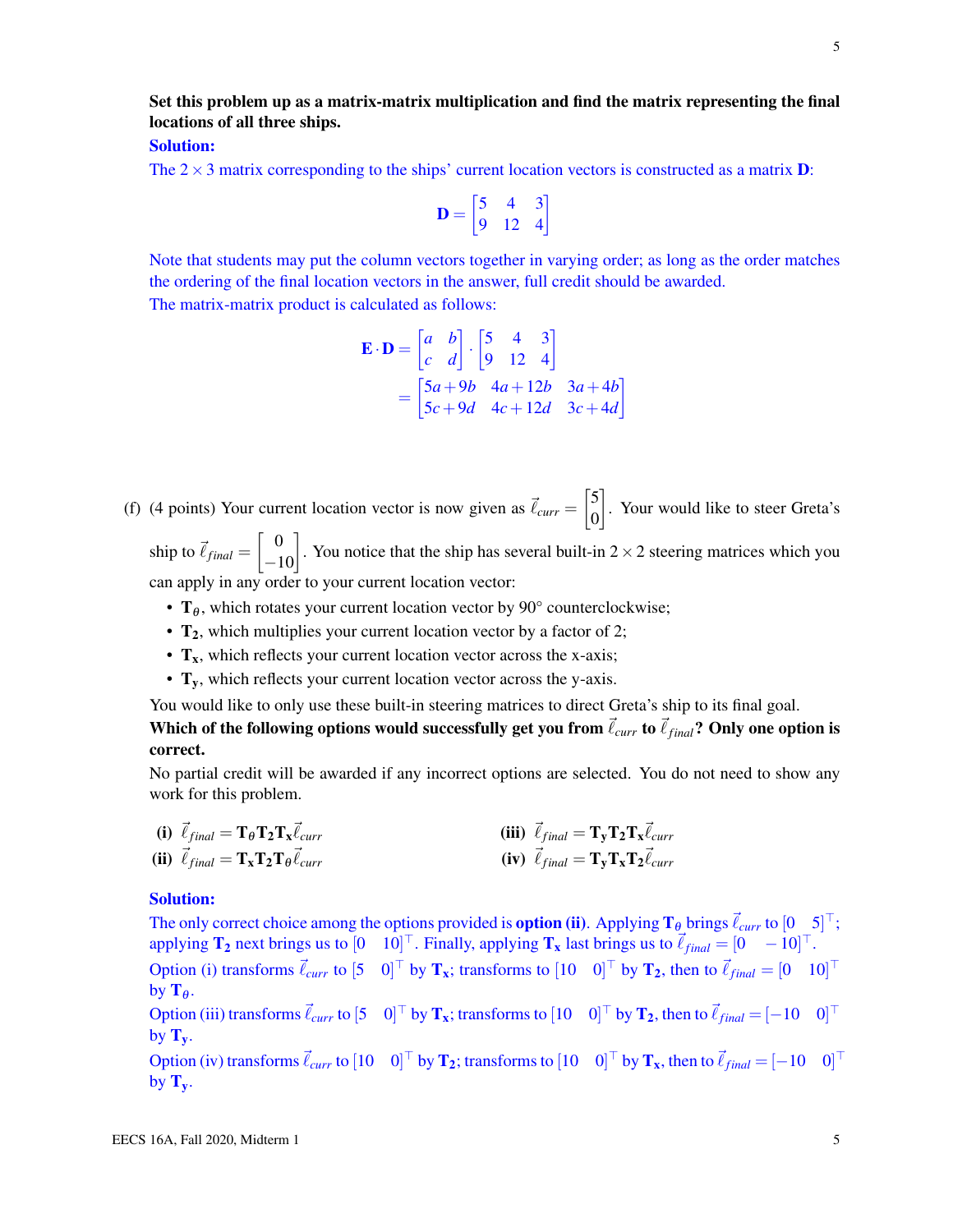**Set this problem up as a matrix-matrix multiplication and find the matrix representing the final locations of all three ships.**

**Solution:**

The $2 \times 3$ matrix corresponding to the ships' current location vectors is constructed as a matrix $\mathbf{D}$:

$$\mathbf{D} = \begin{bmatrix} 5 & 4 & 3 \\ 9 & 12 & 4 \end{bmatrix}$$

Note that students may put the column vectors together in varying order; as long as the order matches the ordering of the final location vectors in the answer, full credit should be awarded.

The matrix-matrix product is calculated as follows:

$$\mathbf{E} \cdot \mathbf{D} = \begin{bmatrix} a & b \\ c & d \end{bmatrix} \cdot \begin{bmatrix} 5 & 4 & 3 \\ 9 & 12 & 4 \end{bmatrix}$$
$$= \begin{bmatrix} 5a + 9b & 4a + 12b & 3a + 4b \\ 5c + 9d & 4c + 12d & 3c + 4d \end{bmatrix}$$

(f) (4 points) Your current location vector is now given as $\vec{\ell}_{curr} = \begin{bmatrix} 5 \\ 0 \end{bmatrix}$. Your would like to steer Greta's ship to $\vec{\ell}_{final} = \begin{bmatrix} 0 \\ -10 \end{bmatrix}$. You notice that the ship has several built-in $2 \times 2$ steering matrices which you can apply in any order to your current location vector:

- $\mathbf{T}_\theta$, which rotates your current location vector by $90°$ counterclockwise;
- $\mathbf{T_2}$, which multiplies your current location vector by a factor of 2;
- $\mathbf{T_x}$, which reflects your current location vector across the x-axis;
- $\mathbf{T_y}$, which reflects your current location vector across the y-axis.

You would like to only use these built-in steering matrices to direct Greta's ship to its final goal.

**Which of the following options would successfully get you from $\vec{\ell}_{curr}$ to $\vec{\ell}_{final}$? Only one option is correct.**

No partial credit will be awarded if any incorrect options are selected. You do not need to show any work for this problem.

**(i)** $\vec{\ell}_{final} = \mathbf{T}_\theta \mathbf{T_2} \mathbf{T_x} \vec{\ell}_{curr}$

**(ii)** $\vec{\ell}_{final} = \mathbf{T_x} \mathbf{T_2} \mathbf{T}_\theta \vec{\ell}_{curr}$

**(iii)** $\vec{\ell}_{final} = \mathbf{T_y} \mathbf{T_2} \mathbf{T_x} \vec{\ell}_{curr}$

**(iv)** $\vec{\ell}_{final} = \mathbf{T_y} \mathbf{T_x} \mathbf{T_2} \vec{\ell}_{curr}$

**Solution:**

The only correct choice among the options provided is **option (ii)**. Applying $\mathbf{T}_\theta$ brings $\vec{\ell}_{curr}$ to $[0 \quad 5]^\top$; applying $\mathbf{T_2}$ next brings us to $[0 \quad 10]^\top$. Finally, applying $\mathbf{T_x}$ last brings us to $\vec{\ell}_{final} = [0 \quad -10]^\top$.

Option (i) transforms $\vec{\ell}_{curr}$ to $[5 \quad 0]^\top$ by $\mathbf{T_x}$; transforms to $[10 \quad 0]^\top$ by $\mathbf{T_2}$, then to $\vec{\ell}_{final} = [0 \quad 10]^\top$ by $\mathbf{T}_\theta$.

Option (iii) transforms $\vec{\ell}_{curr}$ to $[5 \quad 0]^\top$ by $\mathbf{T_x}$; transforms to $[10 \quad 0]^\top$ by $\mathbf{T_2}$, then to $\vec{\ell}_{final} = [-10 \quad 0]^\top$ by $\mathbf{T_y}$.

Option (iv) transforms $\vec{\ell}_{curr}$ to $[10 \quad 0]^\top$ by $\mathbf{T_2}$; transforms to $[10 \quad 0]^\top$ by $\mathbf{T_x}$, then to $\vec{\ell}_{final} = [-10 \quad 0]^\top$ by $\mathbf{T_y}$.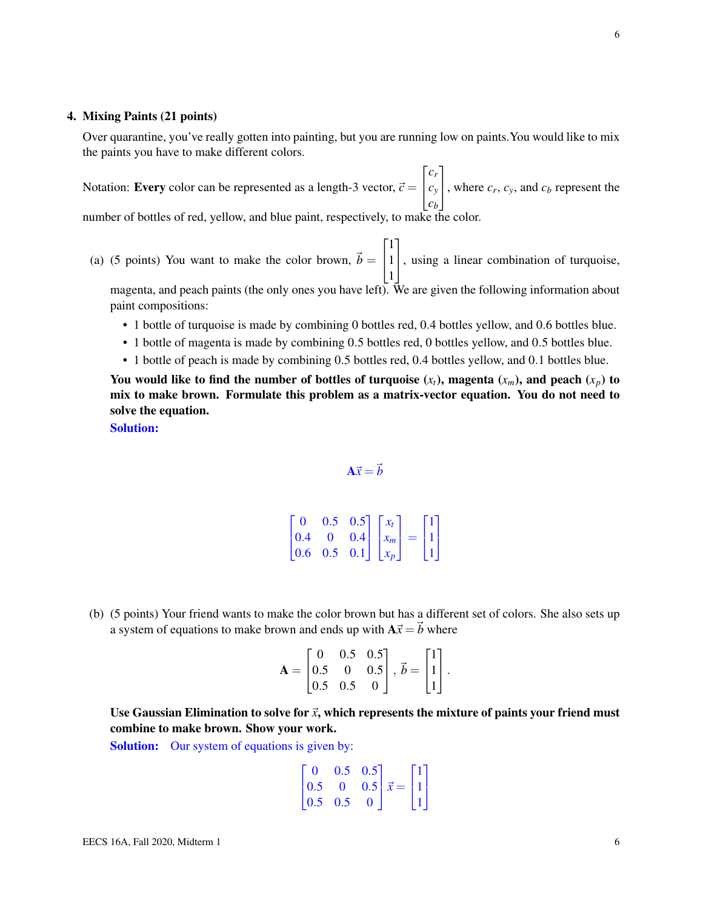**4. Mixing Paints (21 points)**

Over quarantine, you've really gotten into painting, but you are running low on paints. You would like to mix the paints you have to make different colors.

Notation: **Every** color can be represented as a length-3 vector, $\vec{c} = \begin{bmatrix} c_r \\ c_y \\ c_b \end{bmatrix}$, where $c_r$, $c_y$, and $c_b$ represent the number of bottles of red, yellow, and blue paint, respectively, to make the color.

(a) (5 points) You want to make the color brown, $\vec{b} = \begin{bmatrix} 1 \\ 1 \\ 1 \end{bmatrix}$, using a linear combination of turquoise, magenta, and peach paints (the only ones you have left). We are given the following information about paint compositions:

- 1 bottle of turquoise is made by combining 0 bottles red, 0.4 bottles yellow, and 0.6 bottles blue.
- 1 bottle of magenta is made by combining 0.5 bottles red, 0 bottles yellow, and 0.5 bottles blue.
- 1 bottle of peach is made by combining 0.5 bottles red, 0.4 bottles yellow, and 0.1 bottles blue.

**You would like to find the number of bottles of turquoise ($x_t$), magenta ($x_m$), and peach ($x_p$) to mix to make brown. Formulate this problem as a matrix-vector equation. You do not need to solve the equation.**

**Solution:**

$$\mathbf{A}\vec{x} = \vec{b}$$

$$\begin{bmatrix} 0 & 0.5 & 0.5 \\ 0.4 & 0 & 0.4 \\ 0.6 & 0.5 & 0.1 \end{bmatrix} \begin{bmatrix} x_t \\ x_m \\ x_p \end{bmatrix} = \begin{bmatrix} 1 \\ 1 \\ 1 \end{bmatrix}$$

(b) (5 points) Your friend wants to make the color brown but has a different set of colors. She also sets up a system of equations to make brown and ends up with $\mathbf{A}\vec{x} = \vec{b}$ where

$$\mathbf{A} = \begin{bmatrix} 0 & 0.5 & 0.5 \\ 0.5 & 0 & 0.5 \\ 0.5 & 0.5 & 0 \end{bmatrix}, \vec{b} = \begin{bmatrix} 1 \\ 1 \\ 1 \end{bmatrix}.$$

**Use Gaussian Elimination to solve for $\vec{x}$, which represents the mixture of paints your friend must combine to make brown. Show your work.**

**Solution:** Our system of equations is given by:

$$\begin{bmatrix} 0 & 0.5 & 0.5 \\ 0.5 & 0 & 0.5 \\ 0.5 & 0.5 & 0 \end{bmatrix} \vec{x} = \begin{bmatrix} 1 \\ 1 \\ 1 \end{bmatrix}$$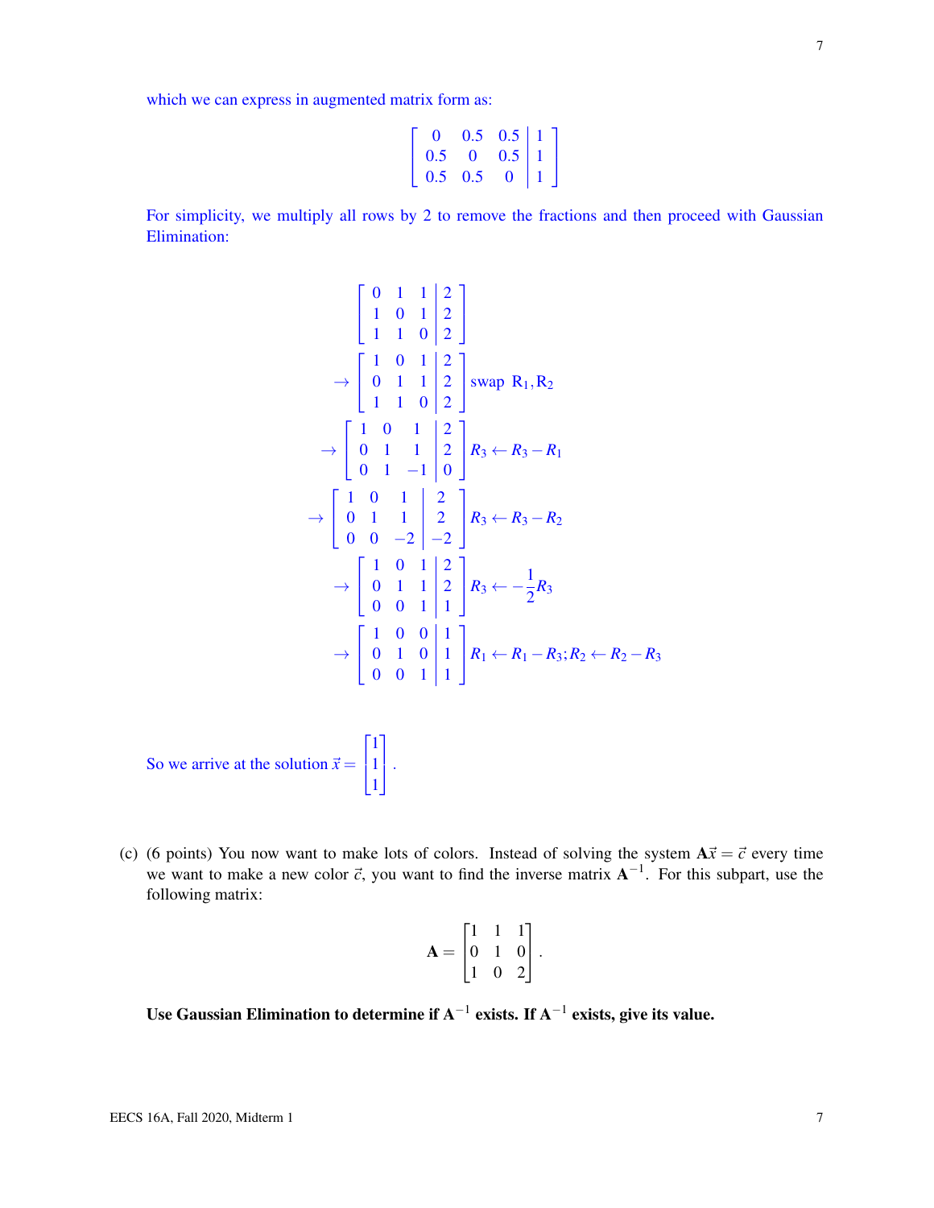which we can express in augmented matrix form as:

$$\left[\begin{array}{ccc|c} 0 & 0.5 & 0.5 & 1 \\ 0.5 & 0 & 0.5 & 1 \\ 0.5 & 0.5 & 0 & 1 \end{array}\right]$$

For simplicity, we multiply all rows by 2 to remove the fractions and then proceed with Gaussian Elimination:

$$\left[\begin{array}{ccc|c} 0 & 1 & 1 & 2 \\ 1 & 0 & 1 & 2 \\ 1 & 1 & 0 & 2 \end{array}\right]$$

$$\rightarrow \left[\begin{array}{ccc|c} 1 & 0 & 1 & 2 \\ 0 & 1 & 1 & 2 \\ 1 & 1 & 0 & 2 \end{array}\right] \text{swap } R_1, R_2$$

$$\rightarrow \left[\begin{array}{ccc|c} 1 & 0 & 1 & 2 \\ 0 & 1 & 1 & 2 \\ 0 & 1 & -1 & 0 \end{array}\right] R_3 \leftarrow R_3 - R_1$$

$$\rightarrow \left[\begin{array}{ccc|c} 1 & 0 & 1 & 2 \\ 0 & 1 & 1 & 2 \\ 0 & 0 & -2 & -2 \end{array}\right] R_3 \leftarrow R_3 - R_2$$

$$\rightarrow \left[\begin{array}{ccc|c} 1 & 0 & 1 & 2 \\ 0 & 1 & 1 & 2 \\ 0 & 0 & 1 & 1 \end{array}\right] R_3 \leftarrow -\frac{1}{2} R_3$$

$$\rightarrow \left[\begin{array}{ccc|c} 1 & 0 & 0 & 1 \\ 0 & 1 & 0 & 1 \\ 0 & 0 & 1 & 1 \end{array}\right] R_1 \leftarrow R_1 - R_3; R_2 \leftarrow R_2 - R_3$$

So we arrive at the solution $\vec{x} = \begin{bmatrix} 1 \\ 1 \\ 1 \end{bmatrix}$.

(c) (6 points) You now want to make lots of colors. Instead of solving the system $\mathbf{A}\vec{x} = \vec{c}$ every time we want to make a new color $\vec{c}$, you want to find the inverse matrix $\mathbf{A}^{-1}$. For this subpart, use the following matrix:

$$\mathbf{A} = \begin{bmatrix} 1 & 1 & 1 \\ 0 & 1 & 0 \\ 1 & 0 & 2 \end{bmatrix}.$$

**Use Gaussian Elimination to determine if $\mathbf{A}^{-1}$ exists. If $\mathbf{A}^{-1}$ exists, give its value.**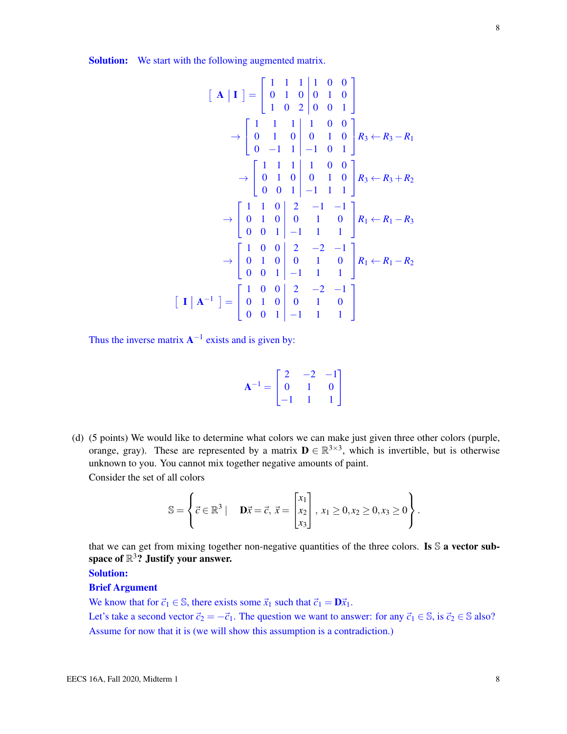**Solution:** We start with the following augmented matrix.

$$
\left[\begin{array}{c|c} \mathbf{A} & \mathbf{I} \end{array}\right] = \left[\begin{array}{ccc|ccc} 1 & 1 & 1 & 1 & 0 & 0 \\ 0 & 1 & 0 & 0 & 1 & 0 \\ 1 & 0 & 2 & 0 & 0 & 1 \end{array}\right]
$$

$$
\rightarrow \left[\begin{array}{ccc|ccc} 1 & 1 & 1 & 1 & 0 & 0 \\ 0 & 1 & 0 & 0 & 1 & 0 \\ 0 & -1 & 1 & -1 & 0 & 1 \end{array}\right] R_3 \leftarrow R_3 - R_1
$$

$$
\rightarrow \left[\begin{array}{ccc|ccc} 1 & 1 & 1 & 1 & 0 & 0 \\ 0 & 1 & 0 & 0 & 1 & 0 \\ 0 & 0 & 1 & -1 & 1 & 1 \end{array}\right] R_3 \leftarrow R_3 + R_2
$$

$$
\rightarrow \left[\begin{array}{ccc|ccc} 1 & 1 & 0 & 2 & -1 & -1 \\ 0 & 1 & 0 & 0 & 1 & 0 \\ 0 & 0 & 1 & -1 & 1 & 1 \end{array}\right] R_1 \leftarrow R_1 - R_3
$$

$$
\rightarrow \left[\begin{array}{ccc|ccc} 1 & 0 & 0 & 2 & -2 & -1 \\ 0 & 1 & 0 & 0 & 1 & 0 \\ 0 & 0 & 1 & -1 & 1 & 1 \end{array}\right] R_1 \leftarrow R_1 - R_2
$$

$$
\left[\begin{array}{c|c} \mathbf{I} & \mathbf{A}^{-1} \end{array}\right] = \left[\begin{array}{ccc|ccc} 1 & 0 & 0 & 2 & -2 & -1 \\ 0 & 1 & 0 & 0 & 1 & 0 \\ 0 & 0 & 1 & -1 & 1 & 1 \end{array}\right]
$$

Thus the inverse matrix $\mathbf{A}^{-1}$ exists and is given by:

$$
\mathbf{A}^{-1} = \begin{bmatrix} 2 & -2 & -1 \\ 0 & 1 & 0 \\ -1 & 1 & 1 \end{bmatrix}
$$

(d) (5 points) We would like to determine what colors we can make just given three other colors (purple, orange, gray). These are represented by a matrix $\mathbf{D} \in \mathbb{R}^{3\times 3}$, which is invertible, but is otherwise unknown to you. You cannot mix together negative amounts of paint.

Consider the set of all colors

$$
\mathbb{S} = \left\{ \vec{c} \in \mathbb{R}^3 \mid \quad \mathbf{D}\vec{x} = \vec{c},\ \vec{x} = \begin{bmatrix} x_1 \\ x_2 \\ x_3 \end{bmatrix},\ x_1 \geq 0, x_2 \geq 0, x_3 \geq 0 \right\}.
$$

that we can get from mixing together non-negative quantities of the three colors. **Is $\mathbb{S}$ a vector subspace of $\mathbb{R}^3$? Justify your answer.**

**Solution:**

**Brief Argument**

We know that for $\vec{c}_1 \in \mathbb{S}$, there exists some $\vec{x}_1$ such that $\vec{c}_1 = \mathbf{D}\vec{x}_1$.

Let's take a second vector $\vec{c}_2 = -\vec{c}_1$. The question we want to answer: for any $\vec{c}_1 \in \mathbb{S}$, is $\vec{c}_2 \in \mathbb{S}$ also?

Assume for now that it is (we will show this assumption is a contradiction.)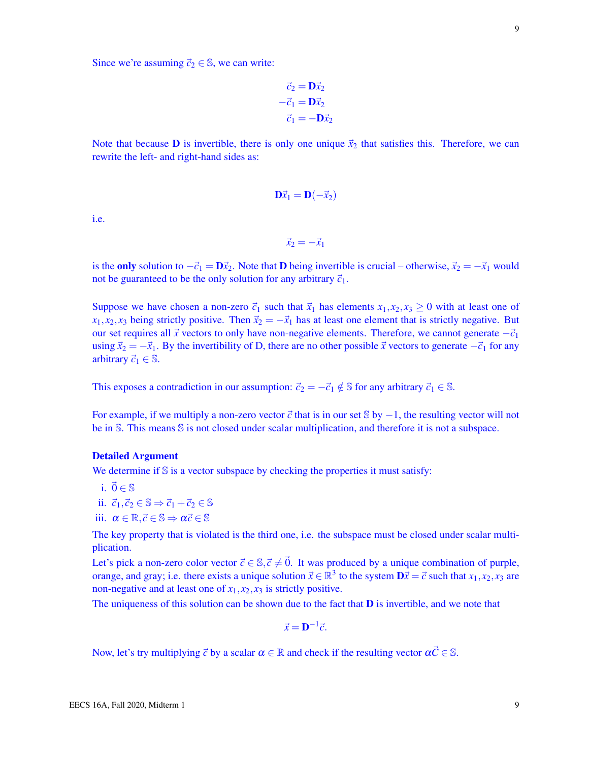Since we're assuming $\vec{c}_2 \in \mathbb{S}$, we can write:

$$
\begin{aligned}
\vec{c}_2 &= \mathbf{D}\vec{x}_2 \\
-\vec{c}_1 &= \mathbf{D}\vec{x}_2 \\
\vec{c}_1 &= -\mathbf{D}\vec{x}_2
\end{aligned}
$$

Note that because $\mathbf{D}$ is invertible, there is only one unique $\vec{x}_2$ that satisfies this. Therefore, we can rewrite the left- and right-hand sides as:

$$
\mathbf{D}\vec{x}_1 = \mathbf{D}(-\vec{x}_2)
$$

i.e.

$$
\vec{x}_2 = -\vec{x}_1
$$

is the **only** solution to $-\vec{c}_1 = \mathbf{D}\vec{x}_2$. Note that $\mathbf{D}$ being invertible is crucial – otherwise, $\vec{x}_2 = -\vec{x}_1$ would not be guaranteed to be the only solution for any arbitrary $\vec{c}_1$.

Suppose we have chosen a non-zero $\vec{c}_1$ such that $\vec{x}_1$ has elements $x_1, x_2, x_3 \geq 0$ with at least one of $x_1, x_2, x_3$ being strictly positive. Then $\vec{x}_2 = -\vec{x}_1$ has at least one element that is strictly negative. But our set requires all $\vec{x}$ vectors to only have non-negative elements. Therefore, we cannot generate $-\vec{c}_1$ using $\vec{x}_2 = -\vec{x}_1$. By the invertibility of D, there are no other possible $\vec{x}$ vectors to generate $-\vec{c}_1$ for any arbitrary $\vec{c}_1 \in \mathbb{S}$.

This exposes a contradiction in our assumption: $\vec{c}_2 = -\vec{c}_1 \notin \mathbb{S}$ for any arbitrary $\vec{c}_1 \in \mathbb{S}$.

For example, if we multiply a non-zero vector $\vec{c}$ that is in our set $\mathbb{S}$ by $-1$, the resulting vector will not be in $\mathbb{S}$. This means $\mathbb{S}$ is not closed under scalar multiplication, and therefore it is not a subspace.

**Detailed Argument**

We determine if $\mathbb{S}$ is a vector subspace by checking the properties it must satisfy:

i. $\vec{0} \in \mathbb{S}$

ii. $\vec{c}_1, \vec{c}_2 \in \mathbb{S} \Rightarrow \vec{c}_1 + \vec{c}_2 \in \mathbb{S}$

iii. $\alpha \in \mathbb{R}, \vec{c} \in \mathbb{S} \Rightarrow \alpha\vec{c} \in \mathbb{S}$

The key property that is violated is the third one, i.e. the subspace must be closed under scalar multiplication.

Let's pick a non-zero color vector $\vec{c} \in \mathbb{S}, \vec{c} \neq \vec{0}$. It was produced by a unique combination of purple, orange, and gray; i.e. there exists a unique solution $\vec{x} \in \mathbb{R}^3$ to the system $\mathbf{D}\vec{x} = \vec{c}$ such that $x_1, x_2, x_3$ are non-negative and at least one of $x_1, x_2, x_3$ is strictly positive.

The uniqueness of this solution can be shown due to the fact that $\mathbf{D}$ is invertible, and we note that

$$
\vec{x} = \mathbf{D}^{-1}\vec{c}.
$$

Now, let's try multiplying $\vec{c}$ by a scalar $\alpha \in \mathbb{R}$ and check if the resulting vector $\alpha\vec{C} \in \mathbb{S}$.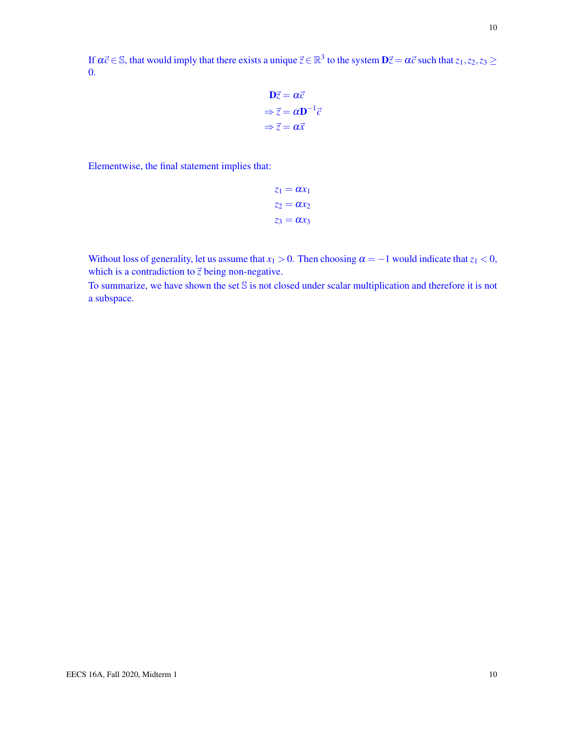If $\alpha\vec{c} \in \mathbb{S}$, that would imply that there exists a unique $\vec{z} \in \mathbb{R}^3$ to the system $\mathbf{D}\vec{z} = \alpha\vec{c}$ such that $z_1, z_2, z_3 \geq 0$.

$$\mathbf{D}\vec{z} = \alpha\vec{c}$$
$$\Rightarrow \vec{z} = \alpha\mathbf{D}^{-1}\vec{c}$$
$$\Rightarrow \vec{z} = \alpha\vec{x}$$

Elementwise, the final statement implies that:

$$z_1 = \alpha x_1$$
$$z_2 = \alpha x_2$$
$$z_3 = \alpha x_3$$

Without loss of generality, let us assume that $x_1 > 0$. Then choosing $\alpha = -1$ would indicate that $z_1 < 0$, which is a contradiction to $\vec{z}$ being non-negative.

To summarize, we have shown the set $\mathbb{S}$ is not closed under scalar multiplication and therefore it is not a subspace.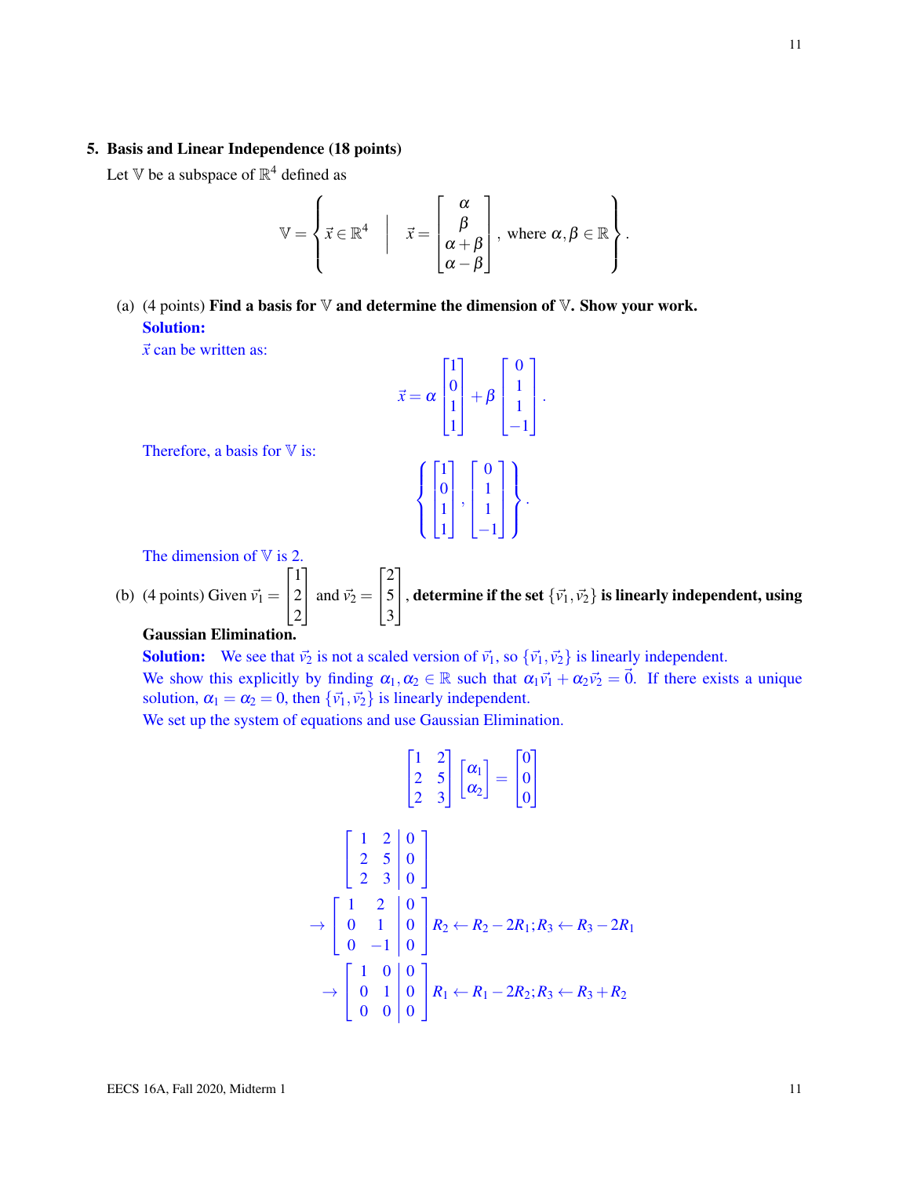## 5. Basis and Linear Independence (18 points)

Let $\mathbb{V}$ be a subspace of $\mathbb{R}^4$ defined as

$$\mathbb{V} = \left\{ \vec{x} \in \mathbb{R}^4 \;\middle|\; \vec{x} = \begin{bmatrix} \alpha \\ \beta \\ \alpha + \beta \\ \alpha - \beta \end{bmatrix}, \text{ where } \alpha, \beta \in \mathbb{R} \right\}.$$

(a) (4 points) **Find a basis for $\mathbb{V}$ and determine the dimension of $\mathbb{V}$. Show your work.**

**Solution:**

$\vec{x}$ can be written as:

$$\vec{x} = \alpha \begin{bmatrix} 1 \\ 0 \\ 1 \\ 1 \end{bmatrix} + \beta \begin{bmatrix} 0 \\ 1 \\ 1 \\ -1 \end{bmatrix}.$$

Therefore, a basis for $\mathbb{V}$ is:

$$\left\{ \begin{bmatrix} 1 \\ 0 \\ 1 \\ 1 \end{bmatrix}, \begin{bmatrix} 0 \\ 1 \\ 1 \\ -1 \end{bmatrix} \right\}.$$

The dimension of $\mathbb{V}$ is 2.

(b) (4 points) Given $\vec{v}_1 = \begin{bmatrix} 1 \\ 2 \\ 2 \end{bmatrix}$ and $\vec{v}_2 = \begin{bmatrix} 2 \\ 5 \\ 3 \end{bmatrix}$, **determine if the set $\{\vec{v}_1, \vec{v}_2\}$ is linearly independent, using Gaussian Elimination.**

**Solution:** We see that $\vec{v}_2$ is not a scaled version of $\vec{v}_1$, so $\{\vec{v}_1, \vec{v}_2\}$ is linearly independent.
We show this explicitly by finding $\alpha_1, \alpha_2 \in \mathbb{R}$ such that $\alpha_1 \vec{v}_1 + \alpha_2 \vec{v}_2 = \vec{0}$. If there exists a unique solution, $\alpha_1 = \alpha_2 = 0$, then $\{\vec{v}_1, \vec{v}_2\}$ is linearly independent.
We set up the system of equations and use Gaussian Elimination.

$$\begin{bmatrix} 1 & 2 \\ 2 & 5 \\ 2 & 3 \end{bmatrix} \begin{bmatrix} \alpha_1 \\ \alpha_2 \end{bmatrix} = \begin{bmatrix} 0 \\ 0 \\ 0 \end{bmatrix}$$

$$\left[\begin{array}{cc|c} 1 & 2 & 0 \\ 2 & 5 & 0 \\ 2 & 3 & 0 \end{array}\right]$$

$$\rightarrow \left[\begin{array}{cc|c} 1 & 2 & 0 \\ 0 & 1 & 0 \\ 0 & -1 & 0 \end{array}\right] R_2 \leftarrow R_2 - 2R_1; R_3 \leftarrow R_3 - 2R_1$$

$$\rightarrow \left[\begin{array}{cc|c} 1 & 0 & 0 \\ 0 & 1 & 0 \\ 0 & 0 & 0 \end{array}\right] R_1 \leftarrow R_1 - 2R_2; R_3 \leftarrow R_3 + R_2$$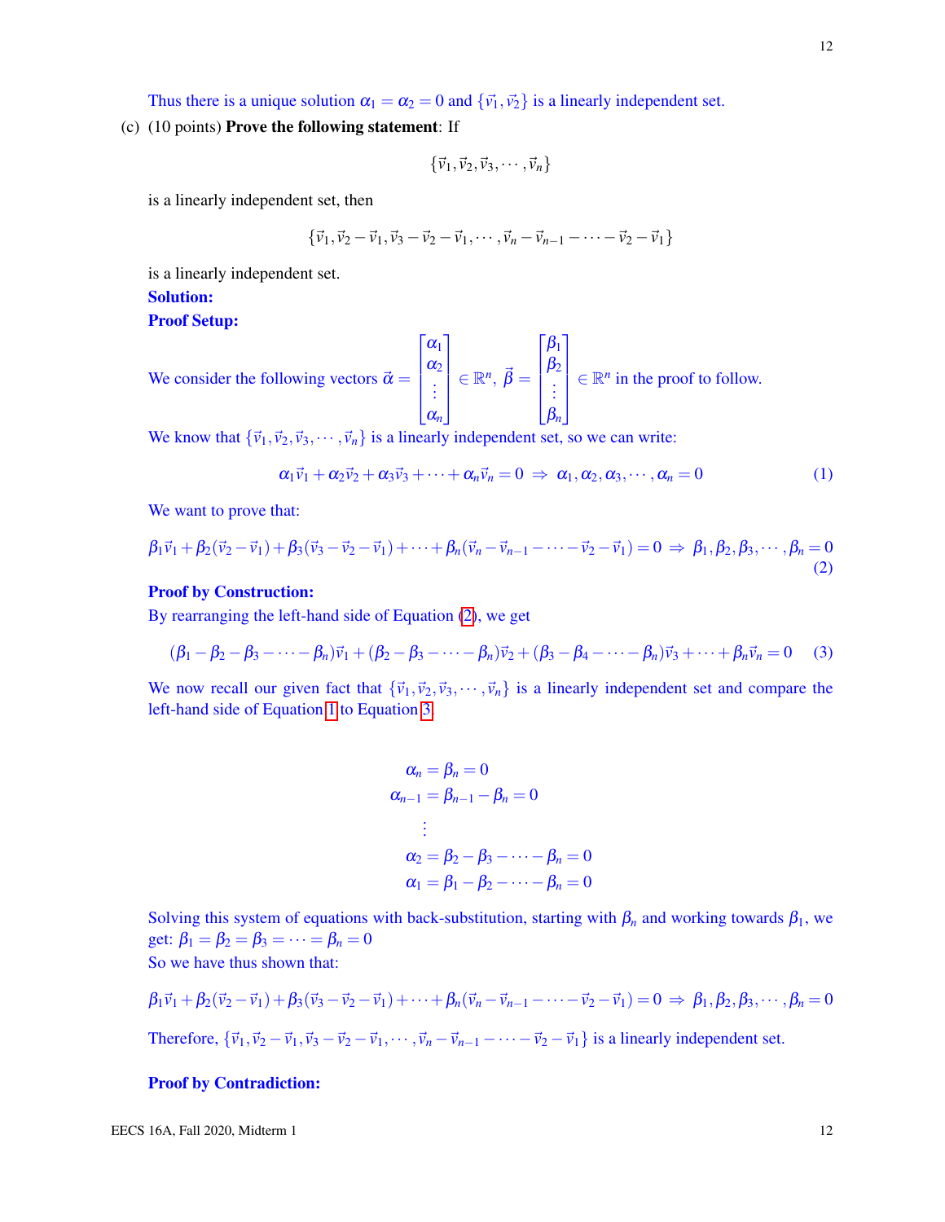Thus there is a unique solution $\alpha_1 = \alpha_2 = 0$ and $\{\vec{v}_1, \vec{v}_2\}$ is a linearly independent set.

(c) (10 points) **Prove the following statement**: If

$$\{\vec{v}_1, \vec{v}_2, \vec{v}_3, \cdots, \vec{v}_n\}$$

is a linearly independent set, then

$$\{\vec{v}_1, \vec{v}_2 - \vec{v}_1, \vec{v}_3 - \vec{v}_2 - \vec{v}_1, \cdots, \vec{v}_n - \vec{v}_{n-1} - \cdots - \vec{v}_2 - \vec{v}_1\}$$

is a linearly independent set.

**Solution:**

**Proof Setup:**

We consider the following vectors $\vec{\alpha} = \begin{bmatrix} \alpha_1 \\ \alpha_2 \\ \vdots \\ \alpha_n \end{bmatrix} \in \mathbb{R}^n$, $\vec{\beta} = \begin{bmatrix} \beta_1 \\ \beta_2 \\ \vdots \\ \beta_n \end{bmatrix} \in \mathbb{R}^n$ in the proof to follow.

We know that $\{\vec{v}_1, \vec{v}_2, \vec{v}_3, \cdots, \vec{v}_n\}$ is a linearly independent set, so we can write:

$$\alpha_1\vec{v}_1 + \alpha_2\vec{v}_2 + \alpha_3\vec{v}_3 + \cdots + \alpha_n\vec{v}_n = 0 \Rightarrow \alpha_1, \alpha_2, \alpha_3, \cdots, \alpha_n = 0 \tag{1}$$

We want to prove that:

$$\beta_1\vec{v}_1 + \beta_2(\vec{v}_2 - \vec{v}_1) + \beta_3(\vec{v}_3 - \vec{v}_2 - \vec{v}_1) + \cdots + \beta_n(\vec{v}_n - \vec{v}_{n-1} - \cdots - \vec{v}_2 - \vec{v}_1) = 0 \Rightarrow \beta_1, \beta_2, \beta_3, \cdots, \beta_n = 0 \tag{2}$$

**Proof by Construction:**

By rearranging the left-hand side of Equation (2), we get

$$(\beta_1 - \beta_2 - \beta_3 - \cdots - \beta_n)\vec{v}_1 + (\beta_2 - \beta_3 - \cdots - \beta_n)\vec{v}_2 + (\beta_3 - \beta_4 - \cdots - \beta_n)\vec{v}_3 + \cdots + \beta_n\vec{v}_n = 0 \tag{3}$$

We now recall our given fact that $\{\vec{v}_1, \vec{v}_2, \vec{v}_3, \cdots, \vec{v}_n\}$ is a linearly independent set and compare the left-hand side of Equation 1 to Equation 3.

$$\begin{aligned}
\alpha_n &= \beta_n = 0 \\
\alpha_{n-1} &= \beta_{n-1} - \beta_n = 0 \\
&\vdots \\
\alpha_2 &= \beta_2 - \beta_3 - \cdots - \beta_n = 0 \\
\alpha_1 &= \beta_1 - \beta_2 - \cdots - \beta_n = 0
\end{aligned}$$

Solving this system of equations with back-substitution, starting with $\beta_n$ and working towards $\beta_1$, we get: $\beta_1 = \beta_2 = \beta_3 = \cdots = \beta_n = 0$

So we have thus shown that:

$$\beta_1\vec{v}_1 + \beta_2(\vec{v}_2 - \vec{v}_1) + \beta_3(\vec{v}_3 - \vec{v}_2 - \vec{v}_1) + \cdots + \beta_n(\vec{v}_n - \vec{v}_{n-1} - \cdots - \vec{v}_2 - \vec{v}_1) = 0 \Rightarrow \beta_1, \beta_2, \beta_3, \cdots, \beta_n = 0$$

Therefore, $\{\vec{v}_1, \vec{v}_2 - \vec{v}_1, \vec{v}_3 - \vec{v}_2 - \vec{v}_1, \cdots, \vec{v}_n - \vec{v}_{n-1} - \cdots - \vec{v}_2 - \vec{v}_1\}$ is a linearly independent set.

**Proof by Contradiction:**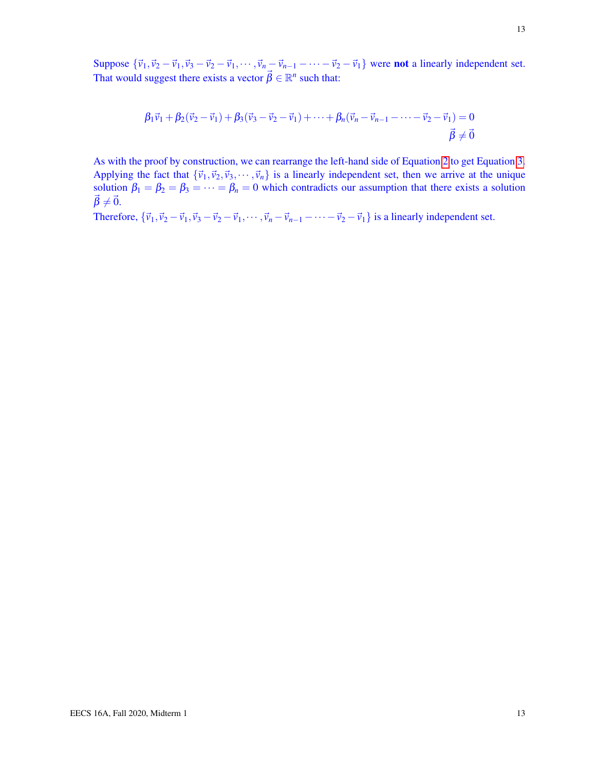Suppose $\{\vec{v}_1, \vec{v}_2 - \vec{v}_1, \vec{v}_3 - \vec{v}_2 - \vec{v}_1, \cdots, \vec{v}_n - \vec{v}_{n-1} - \cdots - \vec{v}_2 - \vec{v}_1\}$ were **not** a linearly independent set. That would suggest there exists a vector $\vec{\beta} \in \mathbb{R}^n$ such that:

$$\beta_1\vec{v}_1 + \beta_2(\vec{v}_2 - \vec{v}_1) + \beta_3(\vec{v}_3 - \vec{v}_2 - \vec{v}_1) + \cdots + \beta_n(\vec{v}_n - \vec{v}_{n-1} - \cdots - \vec{v}_2 - \vec{v}_1) = 0$$
$$\vec{\beta} \neq \vec{0}$$

As with the proof by construction, we can rearrange the left-hand side of Equation 2 to get Equation 3. Applying the fact that $\{\vec{v}_1, \vec{v}_2, \vec{v}_3, \cdots, \vec{v}_n\}$ is a linearly independent set, then we arrive at the unique solution $\beta_1 = \beta_2 = \beta_3 = \cdots = \beta_n = 0$ which contradicts our assumption that there exists a solution $\vec{\beta} \neq \vec{0}$.

Therefore, $\{\vec{v}_1, \vec{v}_2 - \vec{v}_1, \vec{v}_3 - \vec{v}_2 - \vec{v}_1, \cdots, \vec{v}_n - \vec{v}_{n-1} - \cdots - \vec{v}_2 - \vec{v}_1\}$ is a linearly independent set.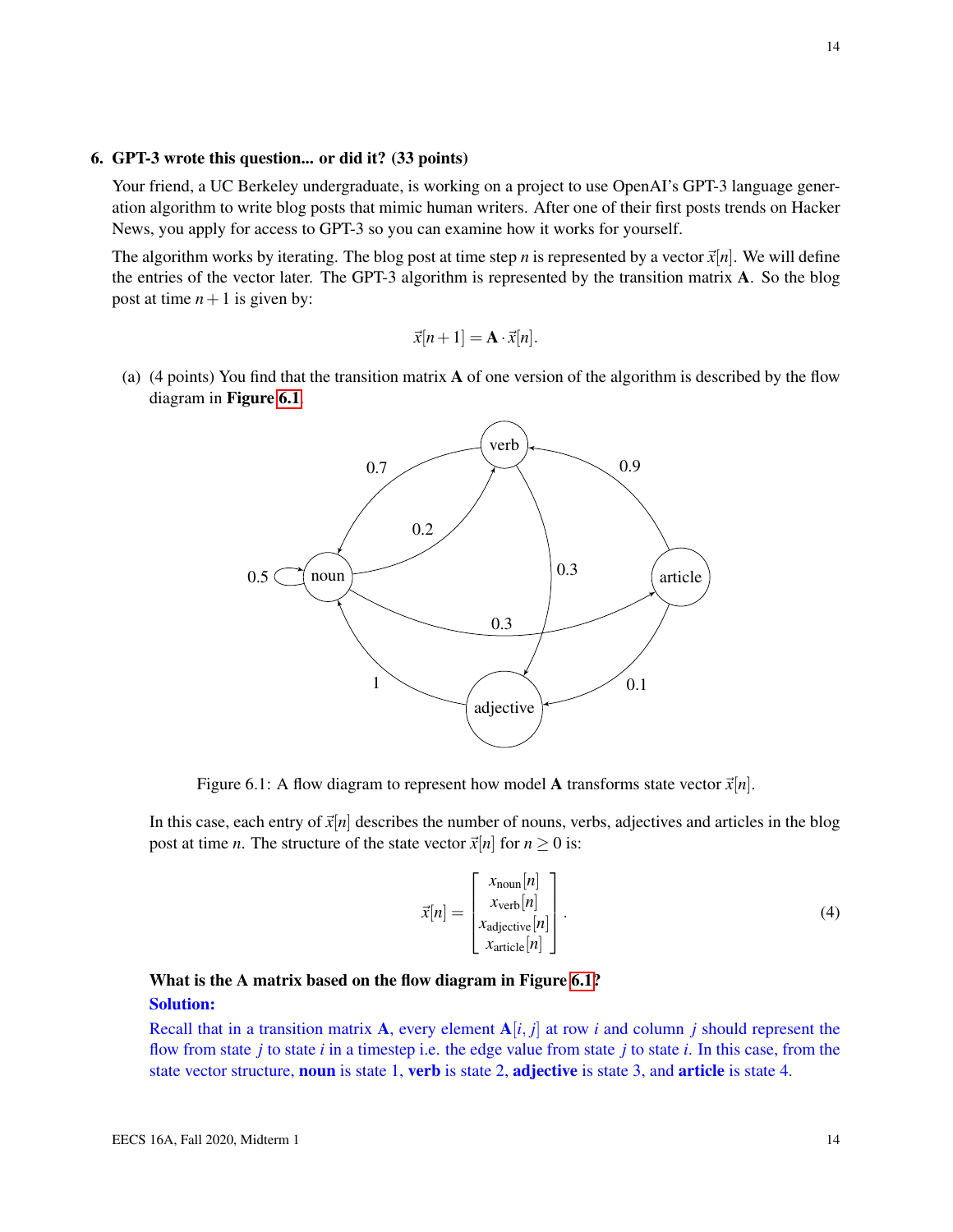## 6. GPT-3 wrote this question... or did it? (33 points)

Your friend, a UC Berkeley undergraduate, is working on a project to use OpenAI's GPT-3 language generation algorithm to write blog posts that mimic human writers. After one of their first posts trends on Hacker News, you apply for access to GPT-3 so you can examine how it works for yourself.

The algorithm works by iterating. The blog post at time step $n$ is represented by a vector $\vec{x}[n]$. We will define the entries of the vector later. The GPT-3 algorithm is represented by the transition matrix $\mathbf{A}$. So the blog post at time $n+1$ is given by:

$$\vec{x}[n+1] = \mathbf{A} \cdot \vec{x}[n].$$

(a) (4 points) You find that the transition matrix $\mathbf{A}$ of one version of the algorithm is described by the flow diagram in **Figure 6.1**.

Figure 6.1: A flow diagram to represent how model $\mathbf{A}$ transforms state vector $\vec{x}[n]$.

In this case, each entry of $\vec{x}[n]$ describes the number of nouns, verbs, adjectives and articles in the blog post at time $n$. The structure of the state vector $\vec{x}[n]$ for $n \geq 0$ is:

$$\vec{x}[n] = \begin{bmatrix} x_{\text{noun}}[n] \\ x_{\text{verb}}[n] \\ x_{\text{adjective}}[n] \\ x_{\text{article}}[n] \end{bmatrix}. \tag{4}$$

**What is the A matrix based on the flow diagram in Figure 6.1?**

**Solution:**

Recall that in a transition matrix $\mathbf{A}$, every element $\mathbf{A}[i, j]$ at row $i$ and column $j$ should represent the flow from state $j$ to state $i$ in a timestep i.e. the edge value from state $j$ to state $i$. In this case, from the state vector structure, **noun** is state 1, **verb** is state 2, **adjective** is state 3, and **article** is state 4.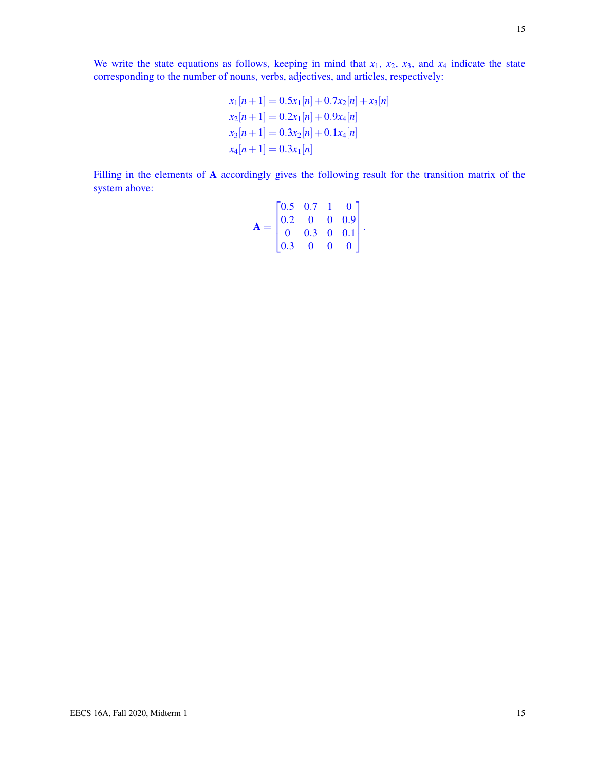We write the state equations as follows, keeping in mind that $x_1$, $x_2$, $x_3$, and $x_4$ indicate the state corresponding to the number of nouns, verbs, adjectives, and articles, respectively:

$$
\begin{aligned}
x_1[n+1] &= 0.5x_1[n] + 0.7x_2[n] + x_3[n] \\
x_2[n+1] &= 0.2x_1[n] + 0.9x_4[n] \\
x_3[n+1] &= 0.3x_2[n] + 0.1x_4[n] \\
x_4[n+1] &= 0.3x_1[n]
\end{aligned}
$$

Filling in the elements of $\mathbf{A}$ accordingly gives the following result for the transition matrix of the system above:

$$
\mathbf{A} = \begin{bmatrix} 0.5 & 0.7 & 1 & 0 \\ 0.2 & 0 & 0 & 0.9 \\ 0 & 0.3 & 0 & 0.1 \\ 0.3 & 0 & 0 & 0 \end{bmatrix}.
$$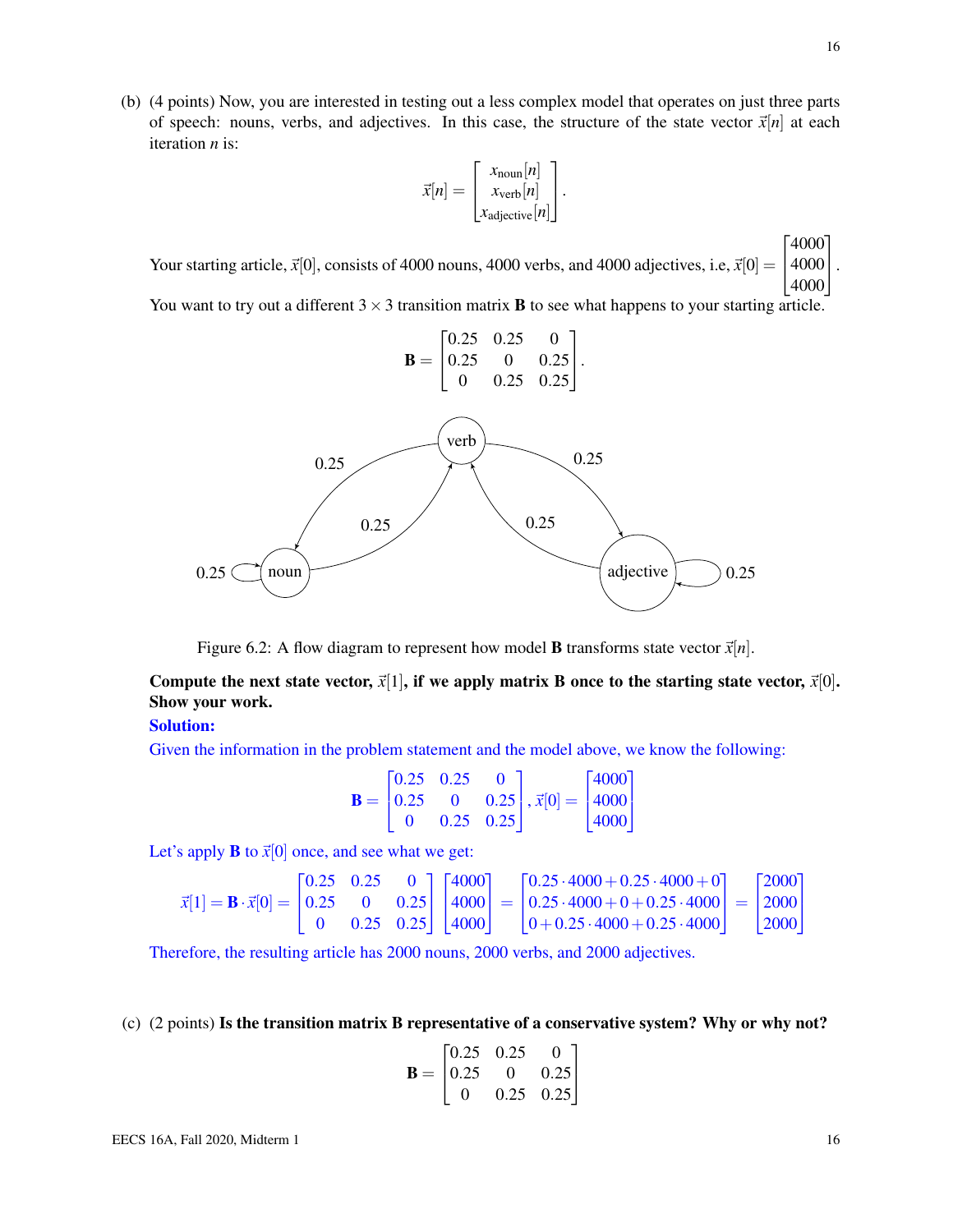(b) (4 points) Now, you are interested in testing out a less complex model that operates on just three parts of speech: nouns, verbs, and adjectives. In this case, the structure of the state vector $\vec{x}[n]$ at each iteration $n$ is:

$$\vec{x}[n] = \begin{bmatrix} x_{\text{noun}}[n] \\ x_{\text{verb}}[n] \\ x_{\text{adjective}}[n] \end{bmatrix}.$$

Your starting article, $\vec{x}[0]$, consists of 4000 nouns, 4000 verbs, and 4000 adjectives, i.e, $\vec{x}[0] = \begin{bmatrix} 4000 \\ 4000 \\ 4000 \end{bmatrix}$.

You want to try out a different $3 \times 3$ transition matrix $\mathbf{B}$ to see what happens to your starting article.

$$\mathbf{B} = \begin{bmatrix} 0.25 & 0.25 & 0 \\ 0.25 & 0 & 0.25 \\ 0 & 0.25 & 0.25 \end{bmatrix}.$$

Figure 6.2: A flow diagram to represent how model $\mathbf{B}$ transforms state vector $\vec{x}[n]$.

**Compute the next state vector, $\vec{x}[1]$, if we apply matrix B once to the starting state vector, $\vec{x}[0]$. Show your work.**

**Solution:**

Given the information in the problem statement and the model above, we know the following:

$$\mathbf{B} = \begin{bmatrix} 0.25 & 0.25 & 0 \\ 0.25 & 0 & 0.25 \\ 0 & 0.25 & 0.25 \end{bmatrix}, \vec{x}[0] = \begin{bmatrix} 4000 \\ 4000 \\ 4000 \end{bmatrix}$$

Let's apply $\mathbf{B}$ to $\vec{x}[0]$ once, and see what we get:

$$\vec{x}[1] = \mathbf{B} \cdot \vec{x}[0] = \begin{bmatrix} 0.25 & 0.25 & 0 \\ 0.25 & 0 & 0.25 \\ 0 & 0.25 & 0.25 \end{bmatrix} \begin{bmatrix} 4000 \\ 4000 \\ 4000 \end{bmatrix} = \begin{bmatrix} 0.25 \cdot 4000 + 0.25 \cdot 4000 + 0 \\ 0.25 \cdot 4000 + 0 + 0.25 \cdot 4000 \\ 0 + 0.25 \cdot 4000 + 0.25 \cdot 4000 \end{bmatrix} = \begin{bmatrix} 2000 \\ 2000 \\ 2000 \end{bmatrix}$$

Therefore, the resulting article has 2000 nouns, 2000 verbs, and 2000 adjectives.

(c) (2 points) **Is the transition matrix B representative of a conservative system? Why or why not?**

$$\mathbf{B} = \begin{bmatrix} 0.25 & 0.25 & 0 \\ 0.25 & 0 & 0.25 \\ 0 & 0.25 & 0.25 \end{bmatrix}$$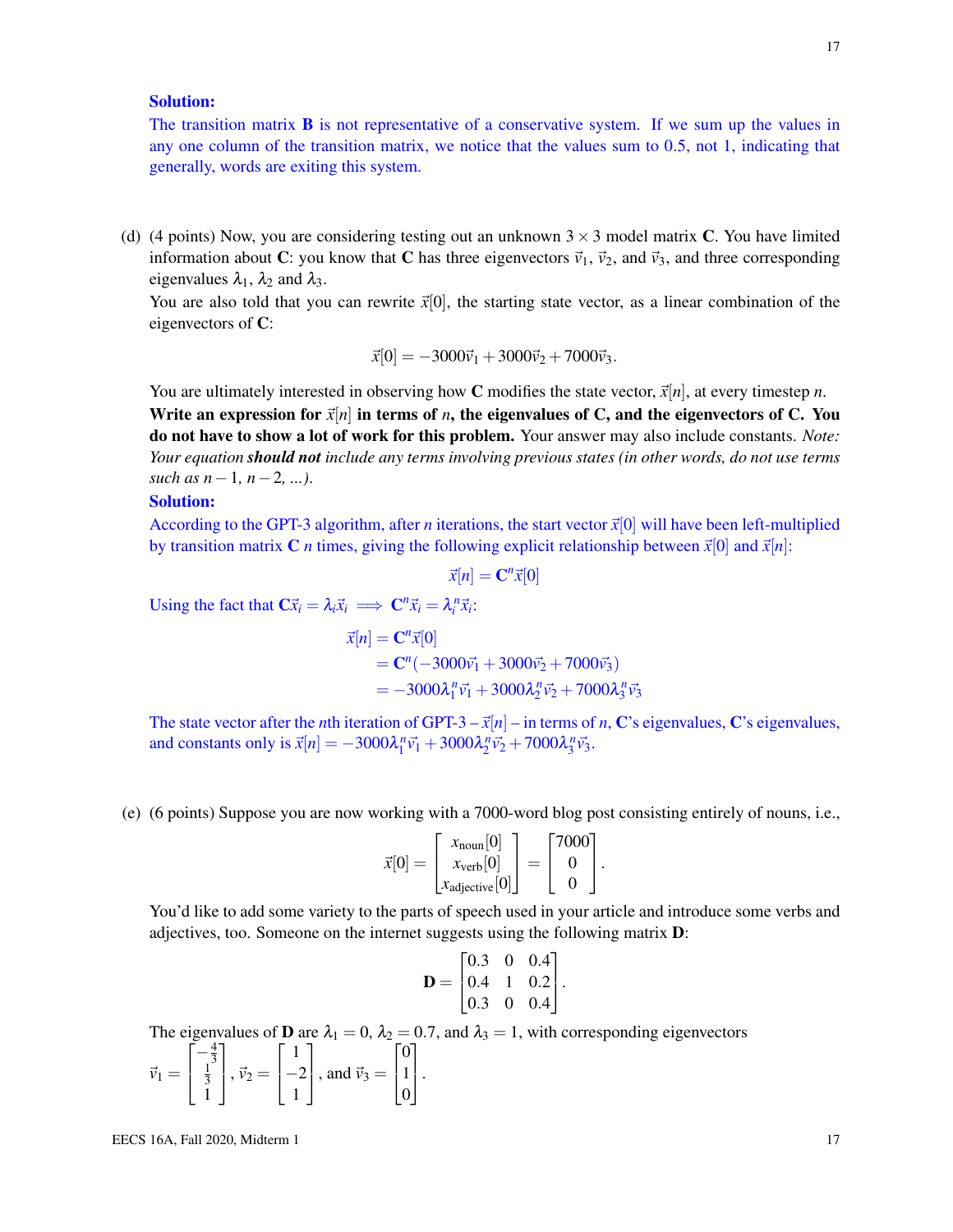**Solution:**

The transition matrix $\mathbf{B}$ is not representative of a conservative system. If we sum up the values in any one column of the transition matrix, we notice that the values sum to 0.5, not 1, indicating that generally, words are exiting this system.

(d) (4 points) Now, you are considering testing out an unknown $3 \times 3$ model matrix $\mathbf{C}$. You have limited information about $\mathbf{C}$: you know that $\mathbf{C}$ has three eigenvectors $\vec{v}_1$, $\vec{v}_2$, and $\vec{v}_3$, and three corresponding eigenvalues $\lambda_1$, $\lambda_2$ and $\lambda_3$.

You are also told that you can rewrite $\vec{x}[0]$, the starting state vector, as a linear combination of the eigenvectors of $\mathbf{C}$:

$$\vec{x}[0] = -3000\vec{v}_1 + 3000\vec{v}_2 + 7000\vec{v}_3.$$

You are ultimately interested in observing how $\mathbf{C}$ modifies the state vector, $\vec{x}[n]$, at every timestep $n$. **Write an expression for $\vec{x}[n]$ in terms of $n$, the eigenvalues of C, and the eigenvectors of C. You do not have to show a lot of work for this problem.** Your answer may also include constants. *Note: Your equation **should not** include any terms involving previous states (in other words, do not use terms such as $n-1$, $n-2$, ...).*

**Solution:**

According to the GPT-3 algorithm, after $n$ iterations, the start vector $\vec{x}[0]$ will have been left-multiplied by transition matrix $\mathbf{C}$ $n$ times, giving the following explicit relationship between $\vec{x}[0]$ and $\vec{x}[n]$:

$$\vec{x}[n] = \mathbf{C}^n \vec{x}[0]$$

Using the fact that $\mathbf{C}\vec{x}_i = \lambda_i \vec{x}_i \implies \mathbf{C}^n \vec{x}_i = \lambda_i^n \vec{x}_i$:

$$\begin{aligned}
\vec{x}[n] &= \mathbf{C}^n \vec{x}[0] \\
&= \mathbf{C}^n(-3000\vec{v}_1 + 3000\vec{v}_2 + 7000\vec{v}_3) \\
&= -3000\lambda_1^n \vec{v}_1 + 3000\lambda_2^n \vec{v}_2 + 7000\lambda_3^n \vec{v}_3
\end{aligned}$$

The state vector after the $n$th iteration of GPT-3 – $\vec{x}[n]$ – in terms of $n$, $\mathbf{C}$'s eigenvalues, $\mathbf{C}$'s eigenvalues, and constants only is $\vec{x}[n] = -3000\lambda_1^n \vec{v}_1 + 3000\lambda_2^n \vec{v}_2 + 7000\lambda_3^n \vec{v}_3$.

(e) (6 points) Suppose you are now working with a 7000-word blog post consisting entirely of nouns, i.e.,

$$\vec{x}[0] = \begin{bmatrix} x_{\text{noun}}[0] \\ x_{\text{verb}}[0] \\ x_{\text{adjective}}[0] \end{bmatrix} = \begin{bmatrix} 7000 \\ 0 \\ 0 \end{bmatrix}.$$

You'd like to add some variety to the parts of speech used in your article and introduce some verbs and adjectives, too. Someone on the internet suggests using the following matrix $\mathbf{D}$:

$$\mathbf{D} = \begin{bmatrix} 0.3 & 0 & 0.4 \\ 0.4 & 1 & 0.2 \\ 0.3 & 0 & 0.4 \end{bmatrix}.$$

The eigenvalues of $\mathbf{D}$ are $\lambda_1 = 0$, $\lambda_2 = 0.7$, and $\lambda_3 = 1$, with corresponding eigenvectors $\vec{v}_1 = \begin{bmatrix} -\frac{4}{3} \\ \frac{1}{3} \\ 1 \end{bmatrix}$, $\vec{v}_2 = \begin{bmatrix} 1 \\ -2 \\ 1 \end{bmatrix}$, and $\vec{v}_3 = \begin{bmatrix} 0 \\ 1 \\ 0 \end{bmatrix}$.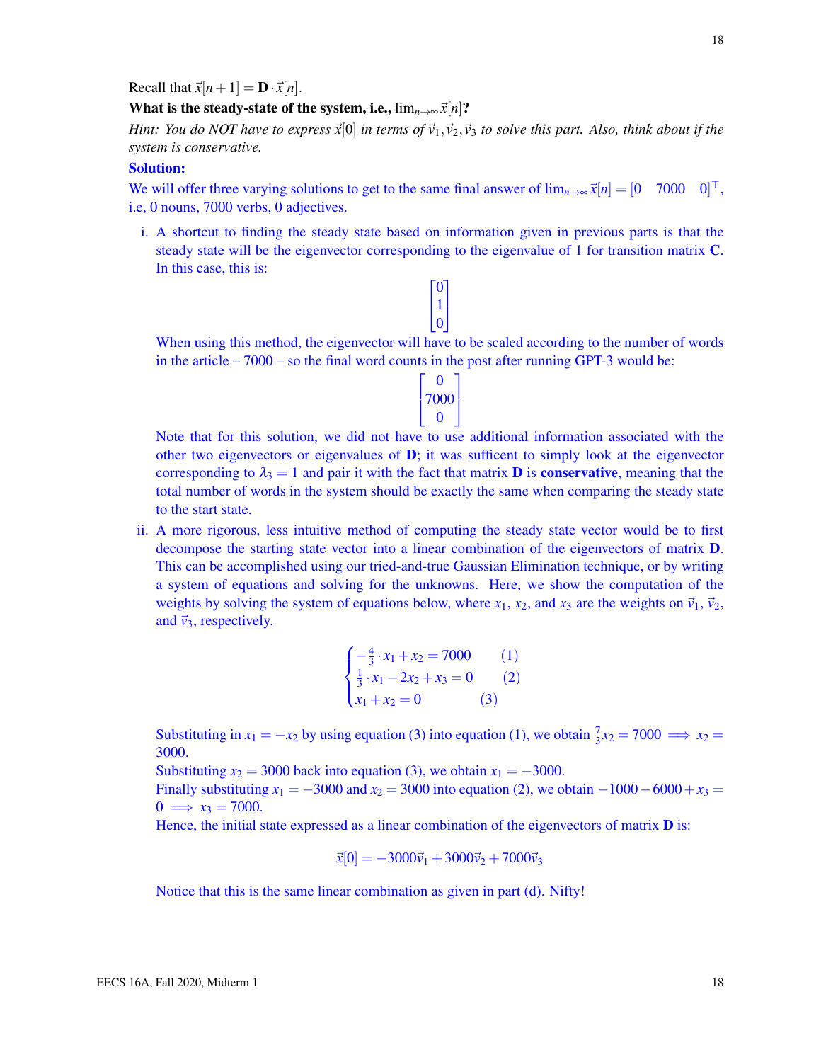Recall that $\vec{x}[n+1] = \mathbf{D} \cdot \vec{x}[n]$.

**What is the steady-state of the system, i.e., $\lim_{n\to\infty} \vec{x}[n]$?**

*Hint: You do NOT have to express $\vec{x}[0]$ in terms of $\vec{v}_1, \vec{v}_2, \vec{v}_3$ to solve this part. Also, think about if the system is conservative.*

**Solution:**

We will offer three varying solutions to get to the same final answer of $\lim_{n\to\infty} \vec{x}[n] = [0 \quad 7000 \quad 0]^\top$, i.e, 0 nouns, 7000 verbs, 0 adjectives.

i. A shortcut to finding the steady state based on information given in previous parts is that the steady state will be the eigenvector corresponding to the eigenvalue of 1 for transition matrix **C**. In this case, this is:

$$\begin{bmatrix} 0 \\ 1 \\ 0 \end{bmatrix}$$

When using this method, the eigenvector will have to be scaled according to the number of words in the article – 7000 – so the final word counts in the post after running GPT-3 would be:

$$\begin{bmatrix} 0 \\ 7000 \\ 0 \end{bmatrix}$$

Note that for this solution, we did not have to use additional information associated with the other two eigenvectors or eigenvalues of **D**; it was sufficent to simply look at the eigenvector corresponding to $\lambda_3 = 1$ and pair it with the fact that matrix **D** is **conservative**, meaning that the total number of words in the system should be exactly the same when comparing the steady state to the start state.

ii. A more rigorous, less intuitive method of computing the steady state vector would be to first decompose the starting state vector into a linear combination of the eigenvectors of matrix **D**. This can be accomplished using our tried-and-true Gaussian Elimination technique, or by writing a system of equations and solving for the unknowns. Here, we show the computation of the weights by solving the system of equations below, where $x_1$, $x_2$, and $x_3$ are the weights on $\vec{v}_1$, $\vec{v}_2$, and $\vec{v}_3$, respectively.

$$\begin{cases} -\frac{4}{3} \cdot x_1 + x_2 = 7000 & (1) \\ \frac{1}{3} \cdot x_1 - 2x_2 + x_3 = 0 & (2) \\ x_1 + x_2 = 0 & (3) \end{cases}$$

Substituting in $x_1 = -x_2$ by using equation (3) into equation (1), we obtain $\frac{7}{3}x_2 = 7000 \implies x_2 = 3000$.

Substituting $x_2 = 3000$ back into equation (3), we obtain $x_1 = -3000$.

Finally substituting $x_1 = -3000$ and $x_2 = 3000$ into equation (2), we obtain $-1000 - 6000 + x_3 = 0 \implies x_3 = 7000$.

Hence, the initial state expressed as a linear combination of the eigenvectors of matrix **D** is:

$$\vec{x}[0] = -3000\vec{v}_1 + 3000\vec{v}_2 + 7000\vec{v}_3$$

Notice that this is the same linear combination as given in part (d). Nifty!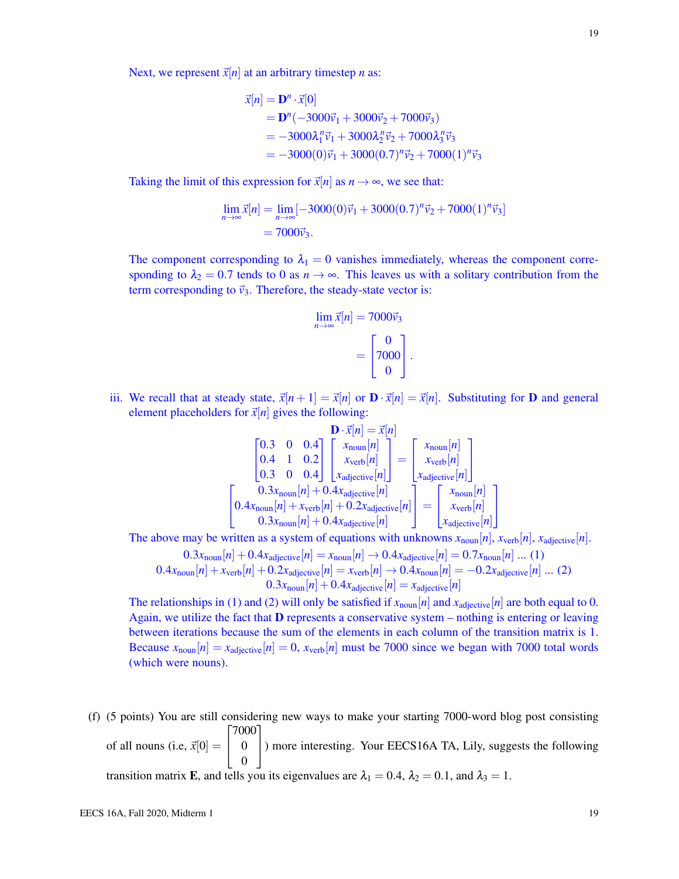Next, we represent $\vec{x}[n]$ at an arbitrary timestep $n$ as:

$$
\begin{aligned}
\vec{x}[n] &= \mathbf{D}^n \cdot \vec{x}[0] \\
&= \mathbf{D}^n(-3000\vec{v}_1 + 3000\vec{v}_2 + 7000\vec{v}_3) \\
&= -3000\lambda_1^n\vec{v}_1 + 3000\lambda_2^n\vec{v}_2 + 7000\lambda_3^n\vec{v}_3 \\
&= -3000(0)\vec{v}_1 + 3000(0.7)^n\vec{v}_2 + 7000(1)^n\vec{v}_3
\end{aligned}
$$

Taking the limit of this expression for $\vec{x}[n]$ as $n \to \infty$, we see that:

$$
\begin{aligned}
\lim_{n\to\infty} \vec{x}[n] &= \lim_{n\to\infty}[-3000(0)\vec{v}_1 + 3000(0.7)^n\vec{v}_2 + 7000(1)^n\vec{v}_3] \\
&= 7000\vec{v}_3.
\end{aligned}
$$

The component corresponding to $\lambda_1 = 0$ vanishes immediately, whereas the component corresponding to $\lambda_2 = 0.7$ tends to 0 as $n \to \infty$. This leaves us with a solitary contribution from the term corresponding to $\vec{v}_3$. Therefore, the steady-state vector is:

$$
\begin{aligned}
\lim_{n\to\infty} \vec{x}[n] &= 7000\vec{v}_3 \\
&= \begin{bmatrix} 0 \\ 7000 \\ 0 \end{bmatrix}.
\end{aligned}
$$

iii. We recall that at steady state, $\vec{x}[n+1] = \vec{x}[n]$ or $\mathbf{D} \cdot \vec{x}[n] = \vec{x}[n]$. Substituting for $\mathbf{D}$ and general element placeholders for $\vec{x}[n]$ gives the following:

$$
\mathbf{D} \cdot \vec{x}[n] = \vec{x}[n]
$$

$$
\begin{bmatrix} 0.3 & 0 & 0.4 \\ 0.4 & 1 & 0.2 \\ 0.3 & 0 & 0.4 \end{bmatrix} \begin{bmatrix} x_{\text{noun}}[n] \\ x_{\text{verb}}[n] \\ x_{\text{adjective}}[n] \end{bmatrix} = \begin{bmatrix} x_{\text{noun}}[n] \\ x_{\text{verb}}[n] \\ x_{\text{adjective}}[n] \end{bmatrix}
$$

$$
\begin{bmatrix} 0.3x_{\text{noun}}[n] + 0.4x_{\text{adjective}}[n] \\ 0.4x_{\text{noun}}[n] + x_{\text{verb}}[n] + 0.2x_{\text{adjective}}[n] \\ 0.3x_{\text{noun}}[n] + 0.4x_{\text{adjective}}[n] \end{bmatrix} = \begin{bmatrix} x_{\text{noun}}[n] \\ x_{\text{verb}}[n] \\ x_{\text{adjective}}[n] \end{bmatrix}
$$

The above may be written as a system of equations with unknowns $x_{\text{noun}}[n]$, $x_{\text{verb}}[n]$, $x_{\text{adjective}}[n]$.

$$0.3x_{\text{noun}}[n] + 0.4x_{\text{adjective}}[n] = x_{\text{noun}}[n] \to 0.4x_{\text{adjective}}[n] = 0.7x_{\text{noun}}[n] \text{ ... (1)}$$

$$0.4x_{\text{noun}}[n] + x_{\text{verb}}[n] + 0.2x_{\text{adjective}}[n] = x_{\text{verb}}[n] \to 0.4x_{\text{noun}}[n] = -0.2x_{\text{adjective}}[n] \text{ ... (2)}$$

$$0.3x_{\text{noun}}[n] + 0.4x_{\text{adjective}}[n] = x_{\text{adjective}}[n]$$

The relationships in (1) and (2) will only be satisfied if $x_{\text{noun}}[n]$ and $x_{\text{adjective}}[n]$ are both equal to 0. Again, we utilize the fact that $\mathbf{D}$ represents a conservative system – nothing is entering or leaving between iterations because the sum of the elements in each column of the transition matrix is 1. Because $x_{\text{noun}}[n] = x_{\text{adjective}}[n] = 0$, $x_{\text{verb}}[n]$ must be 7000 since we began with 7000 total words (which were nouns).

(f) (5 points) You are still considering new ways to make your starting 7000-word blog post consisting of all nouns (i.e, $\vec{x}[0] = \begin{bmatrix} 7000 \\ 0 \\ 0 \end{bmatrix}$) more interesting. Your EECS16A TA, Lily, suggests the following transition matrix $\mathbf{E}$, and tells you its eigenvalues are $\lambda_1 = 0.4$, $\lambda_2 = 0.1$, and $\lambda_3 = 1$.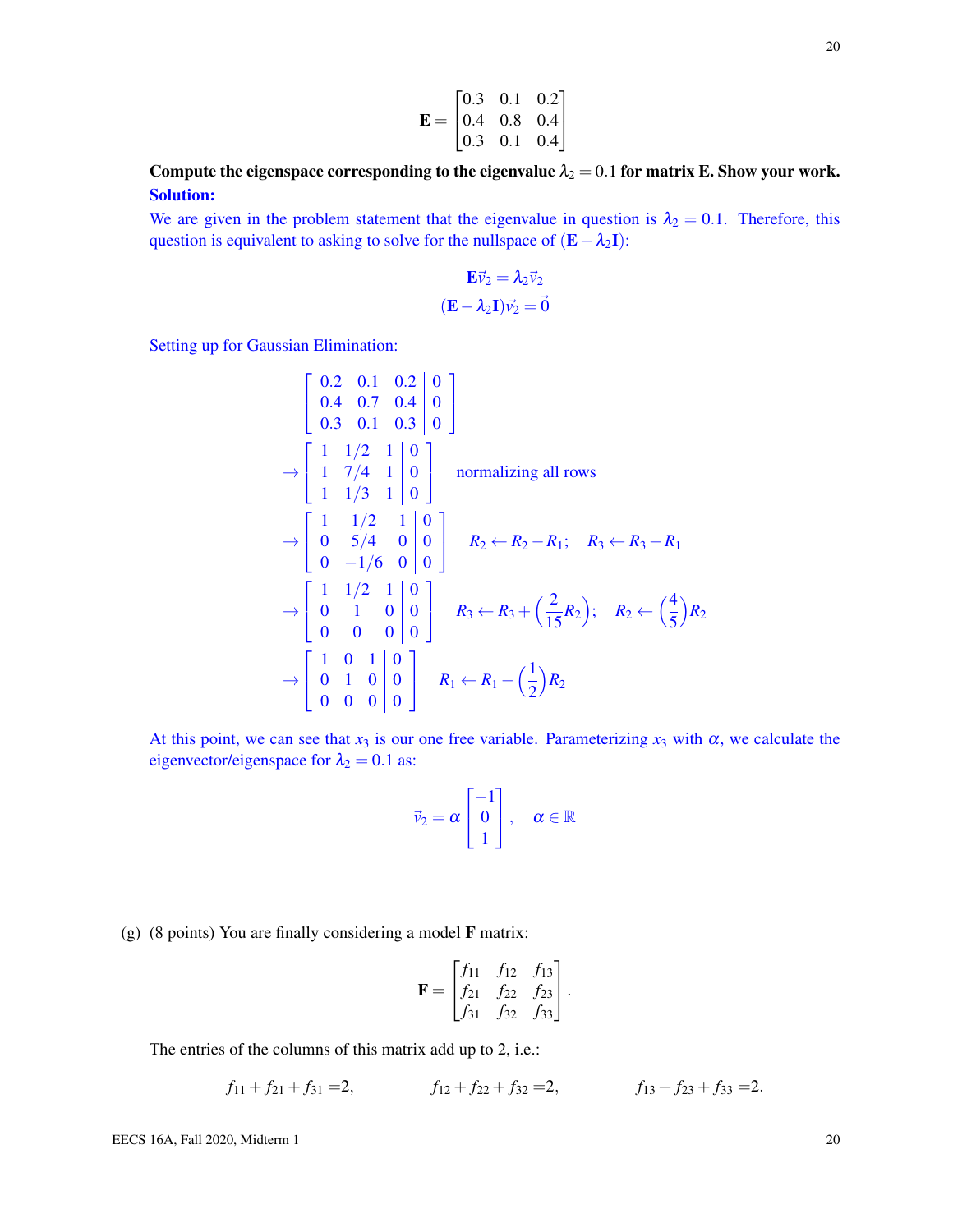$$\mathbf{E} = \begin{bmatrix} 0.3 & 0.1 & 0.2 \\ 0.4 & 0.8 & 0.4 \\ 0.3 & 0.1 & 0.4 \end{bmatrix}$$

**Compute the eigenspace corresponding to the eigenvalue $\lambda_2 = 0.1$ for matrix E. Show your work.**

**Solution:**

We are given in the problem statement that the eigenvalue in question is $\lambda_2 = 0.1$. Therefore, this question is equivalent to asking to solve for the nullspace of $(\mathbf{E} - \lambda_2 \mathbf{I})$:

$$\mathbf{E}\vec{v}_2 = \lambda_2 \vec{v}_2$$
$$(\mathbf{E} - \lambda_2 \mathbf{I})\vec{v}_2 = \vec{0}$$

Setting up for Gaussian Elimination:

$$\left[\begin{array}{ccc|c} 0.2 & 0.1 & 0.2 & 0 \\ 0.4 & 0.7 & 0.4 & 0 \\ 0.3 & 0.1 & 0.3 & 0 \end{array}\right]$$

$$\rightarrow \left[\begin{array}{ccc|c} 1 & 1/2 & 1 & 0 \\ 1 & 7/4 & 1 & 0 \\ 1 & 1/3 & 1 & 0 \end{array}\right] \quad \text{normalizing all rows}$$

$$\rightarrow \left[\begin{array}{ccc|c} 1 & 1/2 & 1 & 0 \\ 0 & 5/4 & 0 & 0 \\ 0 & -1/6 & 0 & 0 \end{array}\right] \quad R_2 \leftarrow R_2 - R_1; \quad R_3 \leftarrow R_3 - R_1$$

$$\rightarrow \left[\begin{array}{ccc|c} 1 & 1/2 & 1 & 0 \\ 0 & 1 & 0 & 0 \\ 0 & 0 & 0 & 0 \end{array}\right] \quad R_3 \leftarrow R_3 + \left(\frac{2}{15}R_2\right); \quad R_2 \leftarrow \left(\frac{4}{5}\right)R_2$$

$$\rightarrow \left[\begin{array}{ccc|c} 1 & 0 & 1 & 0 \\ 0 & 1 & 0 & 0 \\ 0 & 0 & 0 & 0 \end{array}\right] \quad R_1 \leftarrow R_1 - \left(\frac{1}{2}\right)R_2$$

At this point, we can see that $x_3$ is our one free variable. Parameterizing $x_3$ with $\alpha$, we calculate the eigenvector/eigenspace for $\lambda_2 = 0.1$ as:

$$\vec{v}_2 = \alpha \begin{bmatrix} -1 \\ 0 \\ 1 \end{bmatrix}, \quad \alpha \in \mathbb{R}$$

(g) (8 points) You are finally considering a model **F** matrix:

$$\mathbf{F} = \begin{bmatrix} f_{11} & f_{12} & f_{13} \\ f_{21} & f_{22} & f_{23} \\ f_{31} & f_{32} & f_{33} \end{bmatrix}.$$

The entries of the columns of this matrix add up to 2, i.e.:

$$f_{11} + f_{21} + f_{31} = 2, \qquad f_{12} + f_{22} + f_{32} = 2, \qquad f_{13} + f_{23} + f_{33} = 2.$$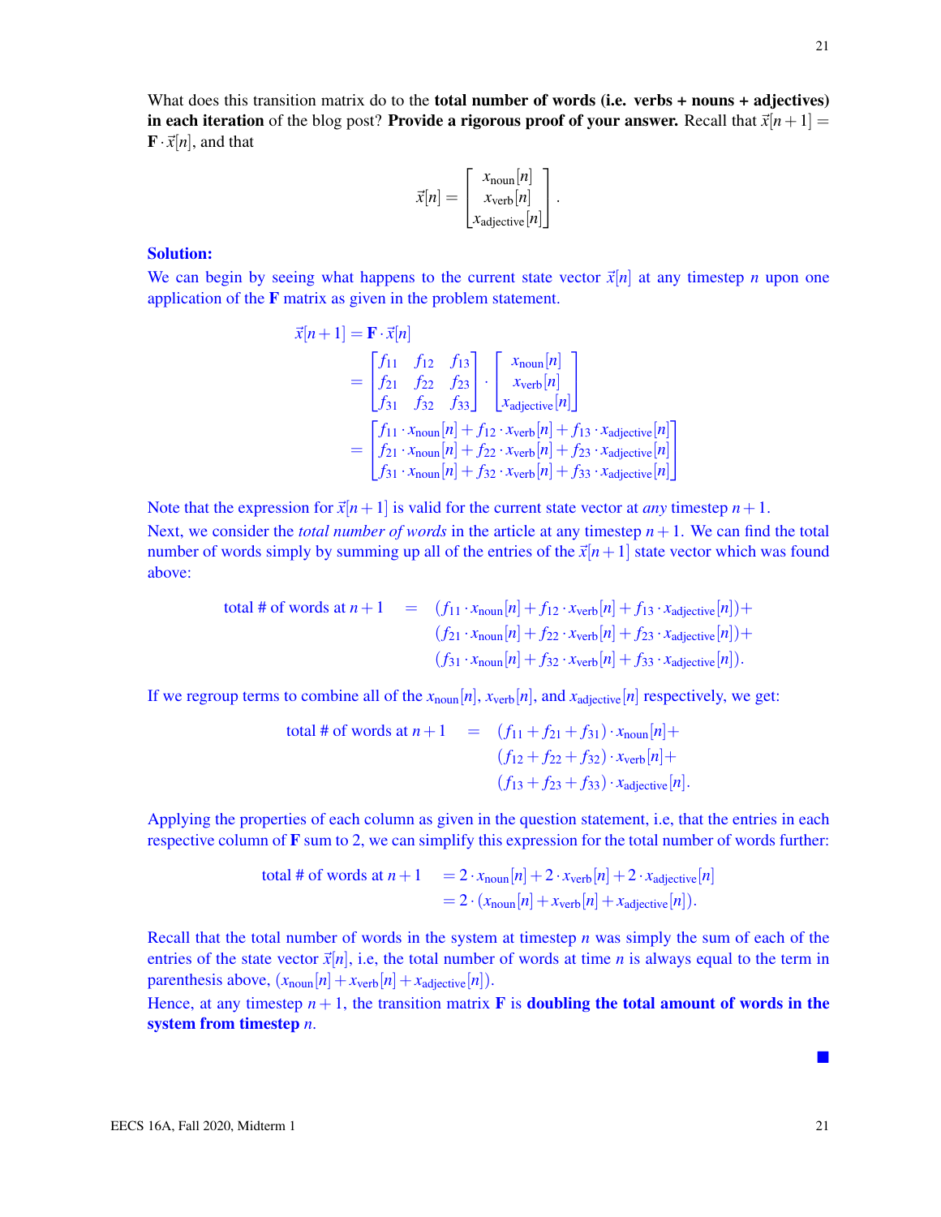What does this transition matrix do to the **total number of words (i.e. verbs + nouns + adjectives) in each iteration** of the blog post? **Provide a rigorous proof of your answer.** Recall that $\vec{x}[n+1] = \mathbf{F} \cdot \vec{x}[n]$, and that

$$\vec{x}[n] = \begin{bmatrix} x_{\text{noun}}[n] \\ x_{\text{verb}}[n] \\ x_{\text{adjective}}[n] \end{bmatrix}.$$

**Solution:**

We can begin by seeing what happens to the current state vector $\vec{x}[n]$ at any timestep $n$ upon one application of the $\mathbf{F}$ matrix as given in the problem statement.

$$\begin{aligned}
\vec{x}[n+1] &= \mathbf{F} \cdot \vec{x}[n] \\
&= \begin{bmatrix} f_{11} & f_{12} & f_{13} \\ f_{21} & f_{22} & f_{23} \\ f_{31} & f_{32} & f_{33} \end{bmatrix} \cdot \begin{bmatrix} x_{\text{noun}}[n] \\ x_{\text{verb}}[n] \\ x_{\text{adjective}}[n] \end{bmatrix} \\
&= \begin{bmatrix} f_{11} \cdot x_{\text{noun}}[n] + f_{12} \cdot x_{\text{verb}}[n] + f_{13} \cdot x_{\text{adjective}}[n] \\ f_{21} \cdot x_{\text{noun}}[n] + f_{22} \cdot x_{\text{verb}}[n] + f_{23} \cdot x_{\text{adjective}}[n] \\ f_{31} \cdot x_{\text{noun}}[n] + f_{32} \cdot x_{\text{verb}}[n] + f_{33} \cdot x_{\text{adjective}}[n] \end{bmatrix}
\end{aligned}$$

Note that the expression for $\vec{x}[n+1]$ is valid for the current state vector at *any* timestep $n+1$.

Next, we consider the *total number of words* in the article at any timestep $n+1$. We can find the total number of words simply by summing up all of the entries of the $\vec{x}[n+1]$ state vector which was found above:

$$\begin{aligned}
\text{total \# of words at } n+1 \quad = \quad & (f_{11} \cdot x_{\text{noun}}[n] + f_{12} \cdot x_{\text{verb}}[n] + f_{13} \cdot x_{\text{adjective}}[n]) + \\
& (f_{21} \cdot x_{\text{noun}}[n] + f_{22} \cdot x_{\text{verb}}[n] + f_{23} \cdot x_{\text{adjective}}[n]) + \\
& (f_{31} \cdot x_{\text{noun}}[n] + f_{32} \cdot x_{\text{verb}}[n] + f_{33} \cdot x_{\text{adjective}}[n]).
\end{aligned}$$

If we regroup terms to combine all of the $x_{\text{noun}}[n]$, $x_{\text{verb}}[n]$, and $x_{\text{adjective}}[n]$ respectively, we get:

$$\begin{aligned}
\text{total \# of words at } n+1 \quad = \quad & (f_{11} + f_{21} + f_{31}) \cdot x_{\text{noun}}[n] + \\
& (f_{12} + f_{22} + f_{32}) \cdot x_{\text{verb}}[n] + \\
& (f_{13} + f_{23} + f_{33}) \cdot x_{\text{adjective}}[n].
\end{aligned}$$

Applying the properties of each column as given in the question statement, i.e, that the entries in each respective column of $\mathbf{F}$ sum to 2, we can simplify this expression for the total number of words further:

$$\begin{aligned}
\text{total \# of words at } n+1 \quad &= 2 \cdot x_{\text{noun}}[n] + 2 \cdot x_{\text{verb}}[n] + 2 \cdot x_{\text{adjective}}[n] \\
&= 2 \cdot (x_{\text{noun}}[n] + x_{\text{verb}}[n] + x_{\text{adjective}}[n]).
\end{aligned}$$

Recall that the total number of words in the system at timestep $n$ was simply the sum of each of the entries of the state vector $\vec{x}[n]$, i.e, the total number of words at time $n$ is always equal to the term in parenthesis above, $(x_{\text{noun}}[n] + x_{\text{verb}}[n] + x_{\text{adjective}}[n])$.

Hence, at any timestep $n+1$, the transition matrix $\mathbf{F}$ is **doubling the total amount of words in the system from timestep** $n$.

■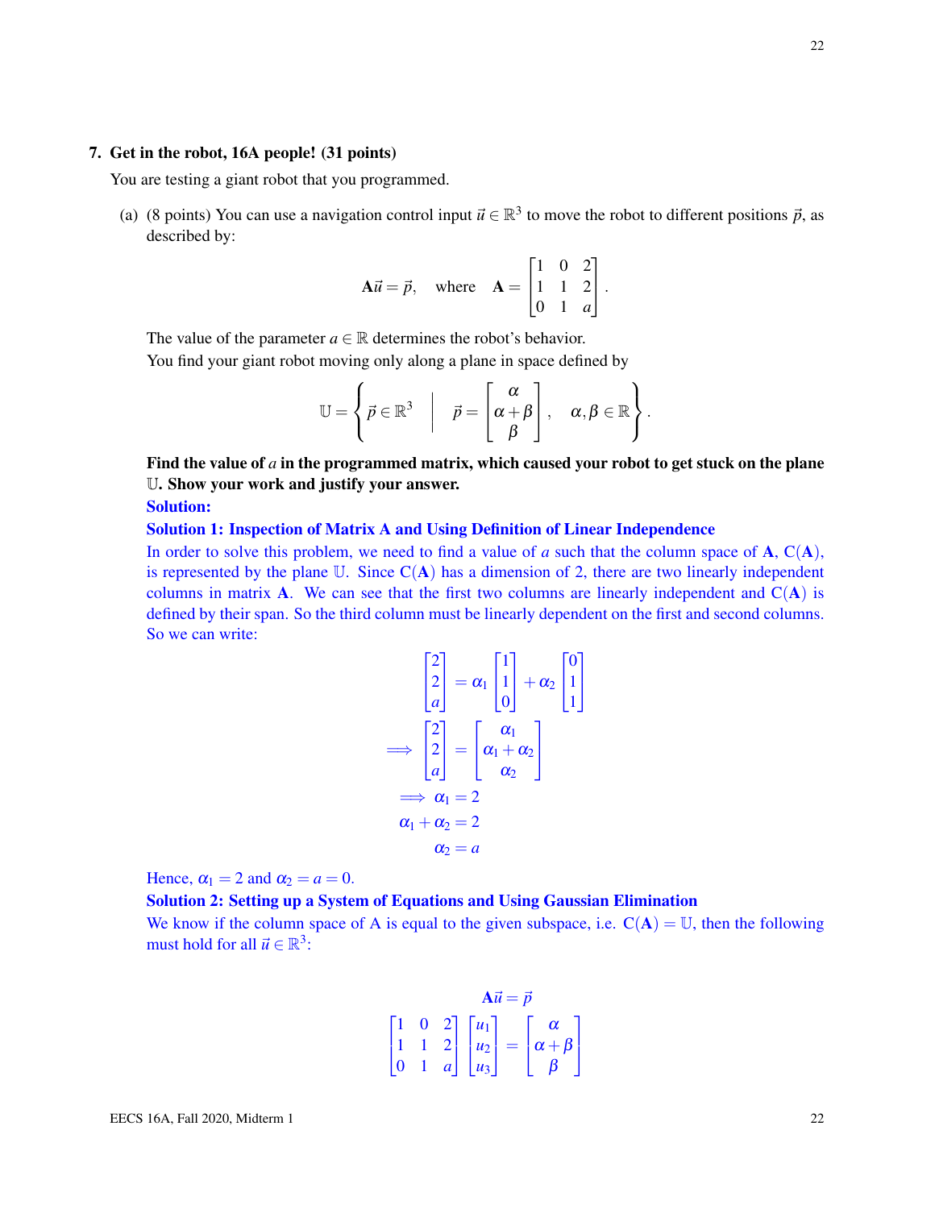**7. Get in the robot, 16A people! (31 points)**

You are testing a giant robot that you programmed.

(a) (8 points) You can use a navigation control input $\vec{u} \in \mathbb{R}^3$ to move the robot to different positions $\vec{p}$, as described by:

$$\mathbf{A}\vec{u} = \vec{p}, \quad \text{where} \quad \mathbf{A} = \begin{bmatrix} 1 & 0 & 2 \\ 1 & 1 & 2 \\ 0 & 1 & a \end{bmatrix}.$$

The value of the parameter $a \in \mathbb{R}$ determines the robot's behavior.

You find your giant robot moving only along a plane in space defined by

$$\mathbb{U} = \left\{ \vec{p} \in \mathbb{R}^3 \;\middle|\; \vec{p} = \begin{bmatrix} \alpha \\ \alpha + \beta \\ \beta \end{bmatrix}, \quad \alpha, \beta \in \mathbb{R} \right\}.$$

**Find the value of $a$ in the programmed matrix, which caused your robot to get stuck on the plane $\mathbb{U}$. Show your work and justify your answer.**

**Solution:**

**Solution 1: Inspection of Matrix A and Using Definition of Linear Independence**

In order to solve this problem, we need to find a value of $a$ such that the column space of $\mathbf{A}$, $\mathrm{C}(\mathbf{A})$, is represented by the plane $\mathbb{U}$. Since $\mathrm{C}(\mathbf{A})$ has a dimension of 2, there are two linearly independent columns in matrix $\mathbf{A}$. We can see that the first two columns are linearly independent and $\mathrm{C}(\mathbf{A})$ is defined by their span. So the third column must be linearly dependent on the first and second columns. So we can write:

$$\begin{bmatrix} 2 \\ 2 \\ a \end{bmatrix} = \alpha_1 \begin{bmatrix} 1 \\ 1 \\ 0 \end{bmatrix} + \alpha_2 \begin{bmatrix} 0 \\ 1 \\ 1 \end{bmatrix}$$

$$\implies \begin{bmatrix} 2 \\ 2 \\ a \end{bmatrix} = \begin{bmatrix} \alpha_1 \\ \alpha_1 + \alpha_2 \\ \alpha_2 \end{bmatrix}$$

$$\implies \alpha_1 = 2$$

$$\alpha_1 + \alpha_2 = 2$$

$$\alpha_2 = a$$

Hence, $\alpha_1 = 2$ and $\alpha_2 = a = 0$.

**Solution 2: Setting up a System of Equations and Using Gaussian Elimination**

We know if the column space of A is equal to the given subspace, i.e. $\mathrm{C}(\mathbf{A}) = \mathbb{U}$, then the following must hold for all $\vec{u} \in \mathbb{R}^3$:

$$\mathbf{A}\vec{u} = \vec{p}$$

$$\begin{bmatrix} 1 & 0 & 2 \\ 1 & 1 & 2 \\ 0 & 1 & a \end{bmatrix} \begin{bmatrix} u_1 \\ u_2 \\ u_3 \end{bmatrix} = \begin{bmatrix} \alpha \\ \alpha + \beta \\ \beta \end{bmatrix}$$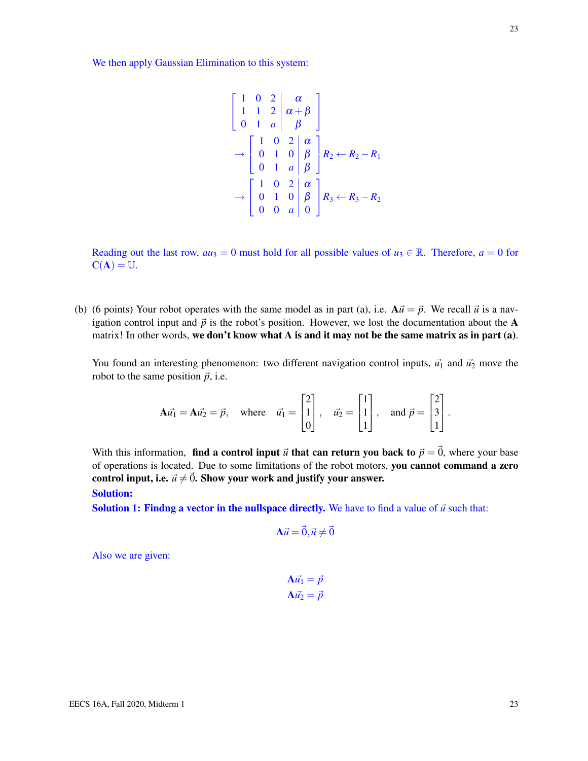We then apply Gaussian Elimination to this system:

$$
\left[\begin{array}{ccc|c} 1 & 0 & 2 & \alpha \\ 1 & 1 & 2 & \alpha+\beta \\ 0 & 1 & a & \beta \end{array}\right]
$$

$$
\rightarrow \left[\begin{array}{ccc|c} 1 & 0 & 2 & \alpha \\ 0 & 1 & 0 & \beta \\ 0 & 1 & a & \beta \end{array}\right] R_2 \leftarrow R_2 - R_1
$$

$$
\rightarrow \left[\begin{array}{ccc|c} 1 & 0 & 2 & \alpha \\ 0 & 1 & 0 & \beta \\ 0 & 0 & a & 0 \end{array}\right] R_3 \leftarrow R_3 - R_2
$$

Reading out the last row, $au_3 = 0$ must hold for all possible values of $u_3 \in \mathbb{R}$. Therefore, $a = 0$ for $C(\mathbf{A}) = \mathbb{U}$.

(b) (6 points) Your robot operates with the same model as in part (a), i.e. $\mathbf{A}\vec{u} = \vec{p}$. We recall $\vec{u}$ is a navigation control input and $\vec{p}$ is the robot's position. However, we lost the documentation about the $\mathbf{A}$ matrix! In other words, **we don't know what A is and it may not be the same matrix as in part (a)**.

You found an interesting phenomenon: two different navigation control inputs, $\vec{u}_1$ and $\vec{u}_2$ move the robot to the same position $\vec{p}$, i.e.

$$
\mathbf{A}\vec{u}_1 = \mathbf{A}\vec{u}_2 = \vec{p}, \quad \text{where} \quad \vec{u}_1 = \begin{bmatrix} 2 \\ 1 \\ 0 \end{bmatrix}, \quad \vec{u}_2 = \begin{bmatrix} 1 \\ 1 \\ 1 \end{bmatrix}, \quad \text{and } \vec{p} = \begin{bmatrix} 2 \\ 3 \\ 1 \end{bmatrix}.
$$

With this information, **find a control input $\vec{u}$ that can return you back to $\vec{p} = \vec{0}$**, where your base of operations is located. Due to some limitations of the robot motors, **you cannot command a zero control input, i.e. $\vec{u} \neq \vec{0}$. Show your work and justify your answer.**

**Solution:**

**Solution 1: Findng a vector in the nullspace directly.** We have to find a value of $\vec{u}$ such that:

$$
\mathbf{A}\vec{u} = \vec{0}, \vec{u} \neq \vec{0}
$$

Also we are given:

$$
\mathbf{A}\vec{u}_1 = \vec{p}
$$
$$
\mathbf{A}\vec{u}_2 = \vec{p}
$$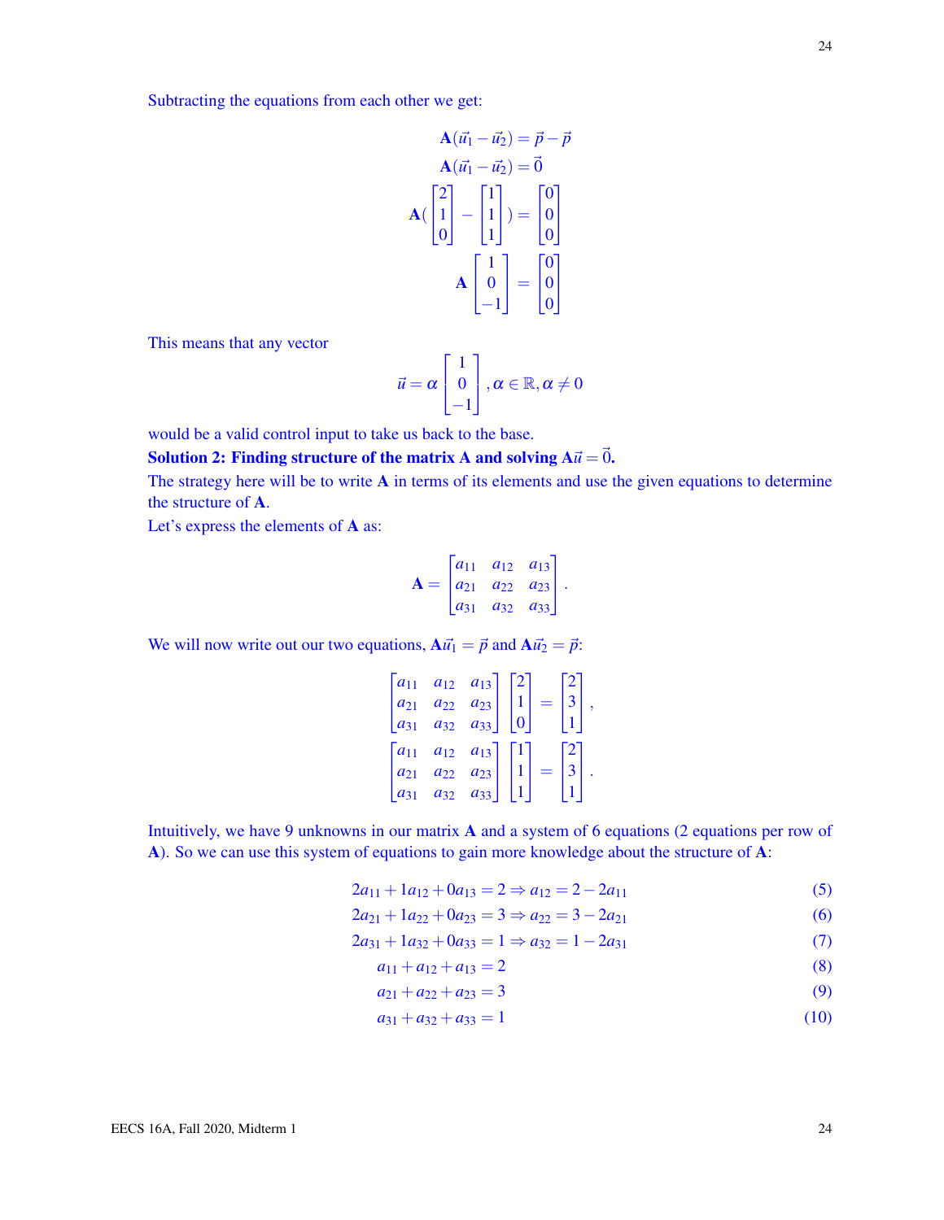Subtracting the equations from each other we get:

$$
\mathbf{A}(\vec{u}_1 - \vec{u}_2) = \vec{p} - \vec{p}
$$

$$
\mathbf{A}(\vec{u}_1 - \vec{u}_2) = \vec{0}
$$

$$
\mathbf{A}\left(\begin{bmatrix}2\\1\\0\end{bmatrix} - \begin{bmatrix}1\\1\\1\end{bmatrix}\right) = \begin{bmatrix}0\\0\\0\end{bmatrix}
$$

$$
\mathbf{A}\begin{bmatrix}1\\0\\-1\end{bmatrix} = \begin{bmatrix}0\\0\\0\end{bmatrix}
$$

This means that any vector

$$
\vec{u} = \alpha \begin{bmatrix}1\\0\\-1\end{bmatrix}, \alpha \in \mathbb{R}, \alpha \neq 0
$$

would be a valid control input to take us back to the base.

**Solution 2: Finding structure of the matrix $\mathbf{A}$ and solving $\mathbf{A}\vec{u} = \vec{0}$.**

The strategy here will be to write $\mathbf{A}$ in terms of its elements and use the given equations to determine the structure of $\mathbf{A}$.

Let's express the elements of $\mathbf{A}$ as:

$$
\mathbf{A} = \begin{bmatrix} a_{11} & a_{12} & a_{13} \\ a_{21} & a_{22} & a_{23} \\ a_{31} & a_{32} & a_{33} \end{bmatrix}.
$$

We will now write out our two equations, $\mathbf{A}\vec{u}_1 = \vec{p}$ and $\mathbf{A}\vec{u}_2 = \vec{p}$:

$$
\begin{bmatrix} a_{11} & a_{12} & a_{13} \\ a_{21} & a_{22} & a_{23} \\ a_{31} & a_{32} & a_{33} \end{bmatrix} \begin{bmatrix}2\\1\\0\end{bmatrix} = \begin{bmatrix}2\\3\\1\end{bmatrix},
$$

$$
\begin{bmatrix} a_{11} & a_{12} & a_{13} \\ a_{21} & a_{22} & a_{23} \\ a_{31} & a_{32} & a_{33} \end{bmatrix} \begin{bmatrix}1\\1\\1\end{bmatrix} = \begin{bmatrix}2\\3\\1\end{bmatrix}.
$$

Intuitively, we have 9 unknowns in our matrix $\mathbf{A}$ and a system of 6 equations (2 equations per row of $\mathbf{A}$). So we can use this system of equations to gain more knowledge about the structure of $\mathbf{A}$:

$$
2a_{11} + 1a_{12} + 0a_{13} = 2 \Rightarrow a_{12} = 2 - 2a_{11} \tag{5}
$$

$$
2a_{21} + 1a_{22} + 0a_{23} = 3 \Rightarrow a_{22} = 3 - 2a_{21} \tag{6}
$$

$$
2a_{31} + 1a_{32} + 0a_{33} = 1 \Rightarrow a_{32} = 1 - 2a_{31} \tag{7}
$$

$$
a_{11} + a_{12} + a_{13} = 2 \tag{8}
$$

$$
a_{21} + a_{22} + a_{23} = 3 \tag{9}
$$

$$
a_{31} + a_{32} + a_{33} = 1 \tag{10}
$$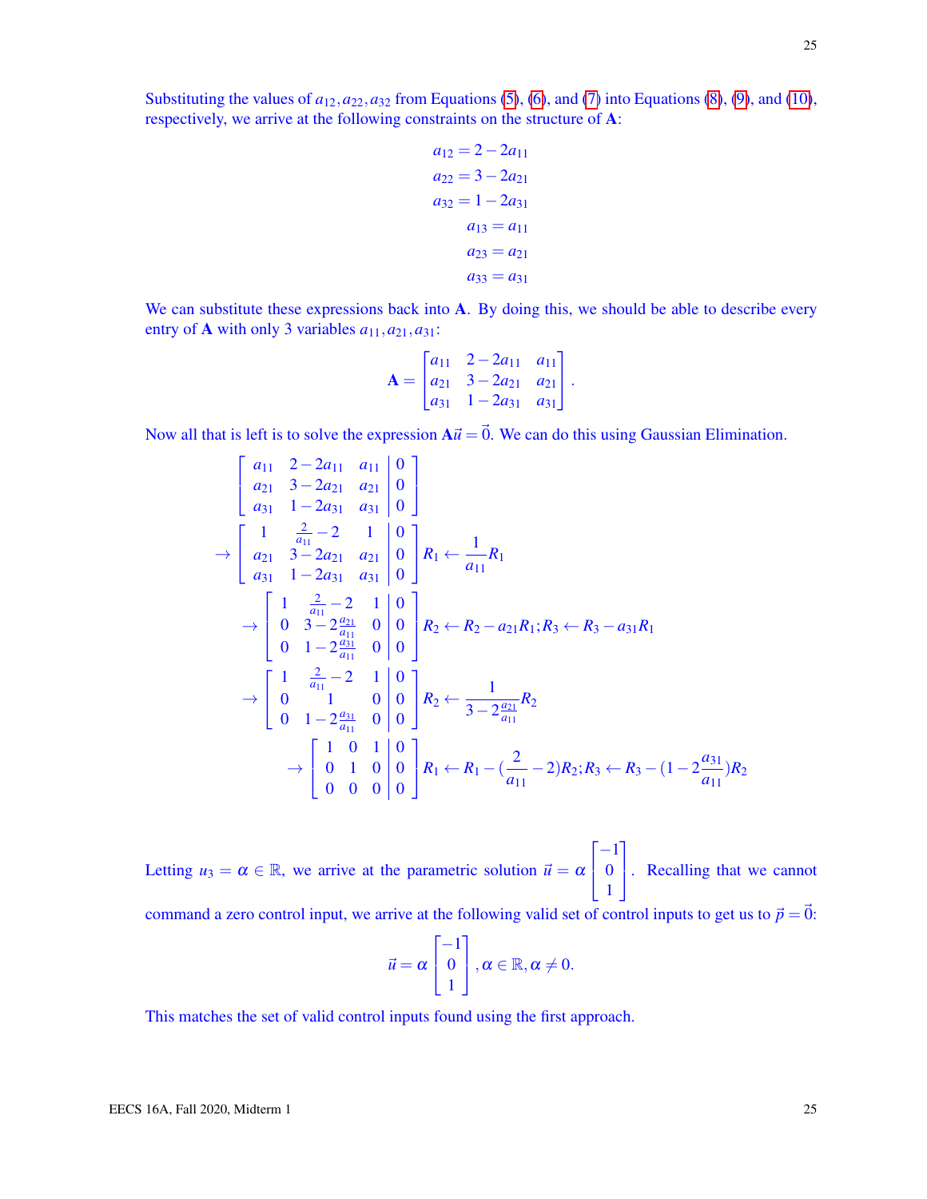Substituting the values of $a_{12}, a_{22}, a_{32}$ from Equations (5), (6), and (7) into Equations (8), (9), and (10), respectively, we arrive at the following constraints on the structure of $\mathbf{A}$:

$$
\begin{aligned}
a_{12} &= 2 - 2a_{11} \\
a_{22} &= 3 - 2a_{21} \\
a_{32} &= 1 - 2a_{31} \\
a_{13} &= a_{11} \\
a_{23} &= a_{21} \\
a_{33} &= a_{31}
\end{aligned}
$$

We can substitute these expressions back into $\mathbf{A}$. By doing this, we should be able to describe every entry of $\mathbf{A}$ with only 3 variables $a_{11}, a_{21}, a_{31}$:

$$
\mathbf{A} = \begin{bmatrix} a_{11} & 2-2a_{11} & a_{11} \\ a_{21} & 3-2a_{21} & a_{21} \\ a_{31} & 1-2a_{31} & a_{31} \end{bmatrix}.
$$

Now all that is left is to solve the expression $\mathbf{A}\vec{u} = \vec{0}$. We can do this using Gaussian Elimination.

$$
\left[\begin{array}{ccc|c} a_{11} & 2-2a_{11} & a_{11} & 0 \\ a_{21} & 3-2a_{21} & a_{21} & 0 \\ a_{31} & 1-2a_{31} & a_{31} & 0 \end{array}\right]
$$

$$
\rightarrow \left[\begin{array}{ccc|c} 1 & \frac{2}{a_{11}}-2 & 1 & 0 \\ a_{21} & 3-2a_{21} & a_{21} & 0 \\ a_{31} & 1-2a_{31} & a_{31} & 0 \end{array}\right] R_1 \leftarrow \frac{1}{a_{11}} R_1
$$

$$
\rightarrow \left[\begin{array}{ccc|c} 1 & \frac{2}{a_{11}}-2 & 1 & 0 \\ 0 & 3-2\frac{a_{21}}{a_{11}} & 0 & 0 \\ 0 & 1-2\frac{a_{31}}{a_{11}} & 0 & 0 \end{array}\right] R_2 \leftarrow R_2 - a_{21}R_1; R_3 \leftarrow R_3 - a_{31}R_1
$$

$$
\rightarrow \left[\begin{array}{ccc|c} 1 & \frac{2}{a_{11}}-2 & 1 & 0 \\ 0 & 1 & 0 & 0 \\ 0 & 1-2\frac{a_{31}}{a_{11}} & 0 & 0 \end{array}\right] R_2 \leftarrow \frac{1}{3-2\frac{a_{21}}{a_{11}}} R_2
$$

$$
\rightarrow \left[\begin{array}{ccc|c} 1 & 0 & 1 & 0 \\ 0 & 1 & 0 & 0 \\ 0 & 0 & 0 & 0 \end{array}\right] R_1 \leftarrow R_1 - (\frac{2}{a_{11}} - 2)R_2; R_3 \leftarrow R_3 - (1 - 2\frac{a_{31}}{a_{11}})R_2
$$

Letting $u_3 = \alpha \in \mathbb{R}$, we arrive at the parametric solution $\vec{u} = \alpha \begin{bmatrix} -1 \\ 0 \\ 1 \end{bmatrix}$. Recalling that we cannot command a zero control input, we arrive at the following valid set of control inputs to get us to $\vec{p} = \vec{0}$:

$$
\vec{u} = \alpha \begin{bmatrix} -1 \\ 0 \\ 1 \end{bmatrix}, \alpha \in \mathbb{R}, \alpha \neq 0.
$$

This matches the set of valid control inputs found using the first approach.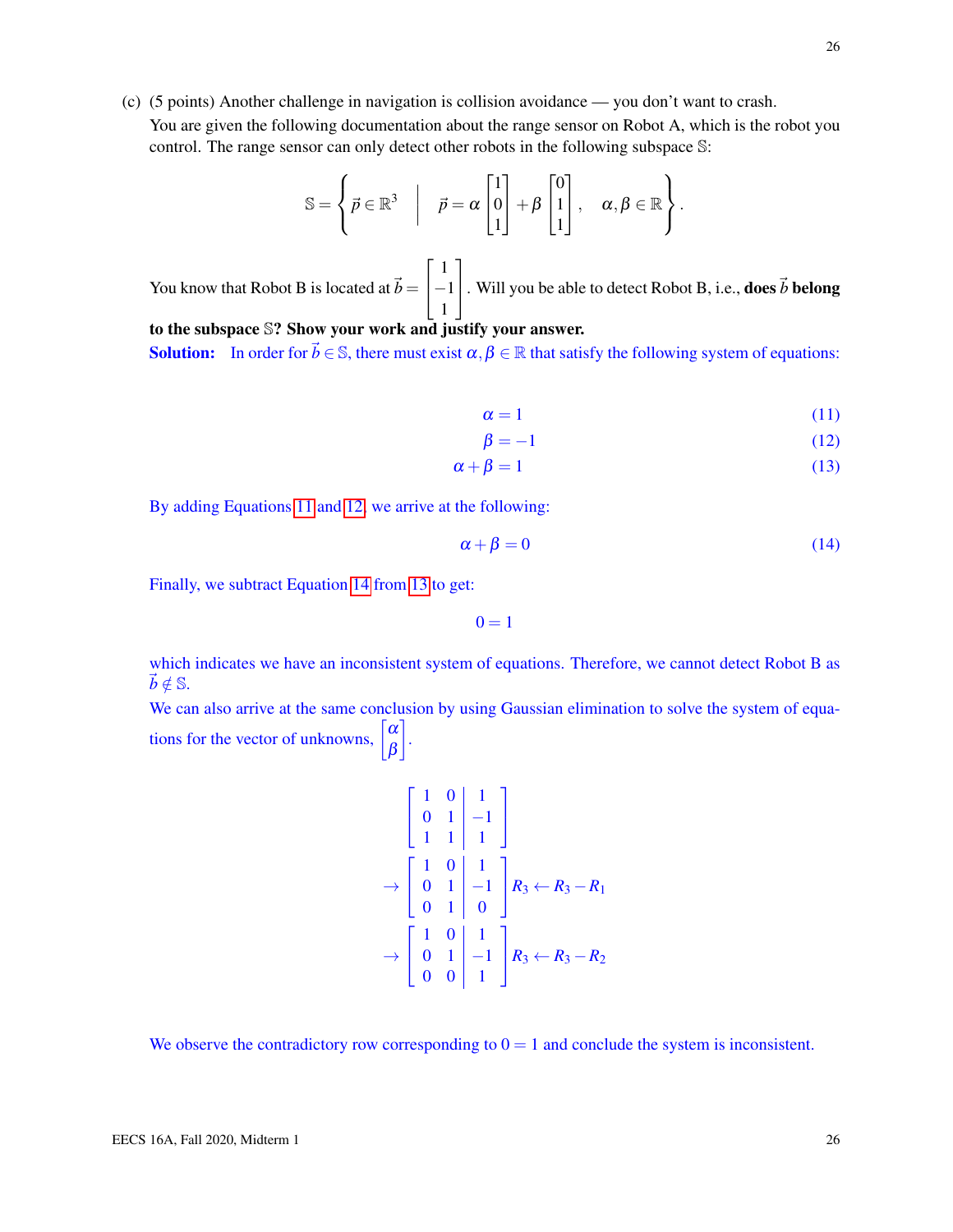(c) (5 points) Another challenge in navigation is collision avoidance — you don't want to crash.

You are given the following documentation about the range sensor on Robot A, which is the robot you control. The range sensor can only detect other robots in the following subspace $\mathbb{S}$:

$$\mathbb{S} = \left\{ \vec{p} \in \mathbb{R}^3 \;\middle|\; \vec{p} = \alpha \begin{bmatrix} 1 \\ 0 \\ 1 \end{bmatrix} + \beta \begin{bmatrix} 0 \\ 1 \\ 1 \end{bmatrix}, \quad \alpha, \beta \in \mathbb{R} \right\}.$$

You know that Robot B is located at $\vec{b} = \begin{bmatrix} 1 \\ -1 \\ 1 \end{bmatrix}$. Will you be able to detect Robot B, i.e., **does $\vec{b}$ belong to the subspace $\mathbb{S}$? Show your work and justify your answer.**

**Solution:** In order for $\vec{b} \in \mathbb{S}$, there must exist $\alpha, \beta \in \mathbb{R}$ that satisfy the following system of equations:

$$\alpha = 1 \tag{11}$$

$$\beta = -1 \tag{12}$$

$$\alpha + \beta = 1 \tag{13}$$

By adding Equations 11 and 12, we arrive at the following:

$$\alpha + \beta = 0 \tag{14}$$

Finally, we subtract Equation 14 from 13 to get:

$$0 = 1$$

which indicates we have an inconsistent system of equations. Therefore, we cannot detect Robot B as $\vec{b} \notin \mathbb{S}$.

We can also arrive at the same conclusion by using Gaussian elimination to solve the system of equations for the vector of unknowns, $\begin{bmatrix} \alpha \\ \beta \end{bmatrix}$.

$$\left[\begin{array}{cc|c} 1 & 0 & 1 \\ 0 & 1 & -1 \\ 1 & 1 & 1 \end{array}\right]$$

$$\rightarrow \left[\begin{array}{cc|c} 1 & 0 & 1 \\ 0 & 1 & -1 \\ 0 & 1 & 0 \end{array}\right] R_3 \leftarrow R_3 - R_1$$

$$\rightarrow \left[\begin{array}{cc|c} 1 & 0 & 1 \\ 0 & 1 & -1 \\ 0 & 0 & 1 \end{array}\right] R_3 \leftarrow R_3 - R_2$$

We observe the contradictory row corresponding to $0 = 1$ and conclude the system is inconsistent.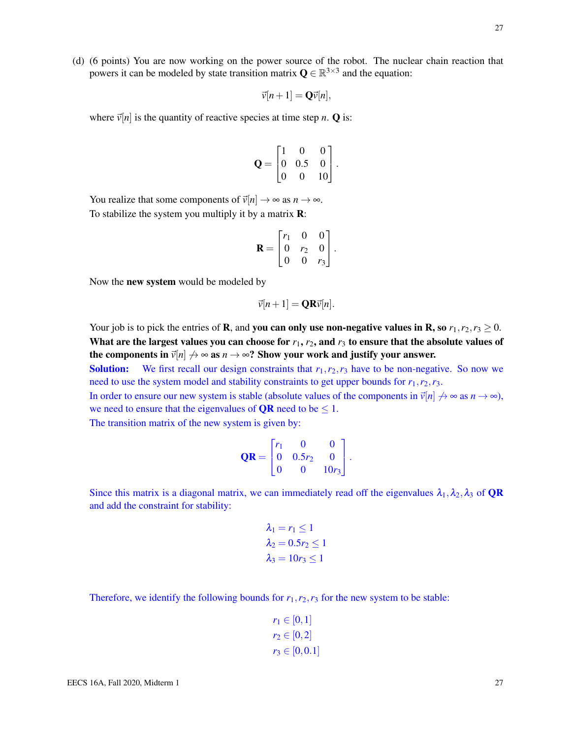(d) (6 points) You are now working on the power source of the robot. The nuclear chain reaction that powers it can be modeled by state transition matrix $\mathbf{Q} \in \mathbb{R}^{3\times 3}$ and the equation:

$$\vec{v}[n+1] = \mathbf{Q}\vec{v}[n],$$

where $\vec{v}[n]$ is the quantity of reactive species at time step $n$. $\mathbf{Q}$ is:

$$\mathbf{Q} = \begin{bmatrix} 1 & 0 & 0 \\ 0 & 0.5 & 0 \\ 0 & 0 & 10 \end{bmatrix}.$$

You realize that some components of $\vec{v}[n] \to \infty$ as $n \to \infty$.
To stabilize the system you multiply it by a matrix $\mathbf{R}$:

$$\mathbf{R} = \begin{bmatrix} r_1 & 0 & 0 \\ 0 & r_2 & 0 \\ 0 & 0 & r_3 \end{bmatrix}.$$

Now the **new system** would be modeled by

$$\vec{v}[n+1] = \mathbf{QR}\vec{v}[n].$$

Your job is to pick the entries of $\mathbf{R}$, and **you can only use non-negative values in R, so** $r_1, r_2, r_3 \geq 0$. **What are the largest values you can choose for $r_1$, $r_2$, and $r_3$ to ensure that the absolute values of the components in $\vec{v}[n] \not\to \infty$ as $n \to \infty$? Show your work and justify your answer.**

**Solution:** We first recall our design constraints that $r_1, r_2, r_3$ have to be non-negative. So now we need to use the system model and stability constraints to get upper bounds for $r_1, r_2, r_3$.

In order to ensure our new system is stable (absolute values of the components in $\vec{v}[n] \not\to \infty$ as $n \to \infty$), we need to ensure that the eigenvalues of $\mathbf{QR}$ need to be $\leq 1$.

The transition matrix of the new system is given by:

$$\mathbf{QR} = \begin{bmatrix} r_1 & 0 & 0 \\ 0 & 0.5r_2 & 0 \\ 0 & 0 & 10r_3 \end{bmatrix}.$$

Since this matrix is a diagonal matrix, we can immediately read off the eigenvalues $\lambda_1, \lambda_2, \lambda_3$ of $\mathbf{QR}$ and add the constraint for stability:

$$\lambda_1 = r_1 \leq 1$$
$$\lambda_2 = 0.5r_2 \leq 1$$
$$\lambda_3 = 10r_3 \leq 1$$

Therefore, we identify the following bounds for $r_1, r_2, r_3$ for the new system to be stable:

$$r_1 \in [0, 1]$$
$$r_2 \in [0, 2]$$
$$r_3 \in [0, 0.1]$$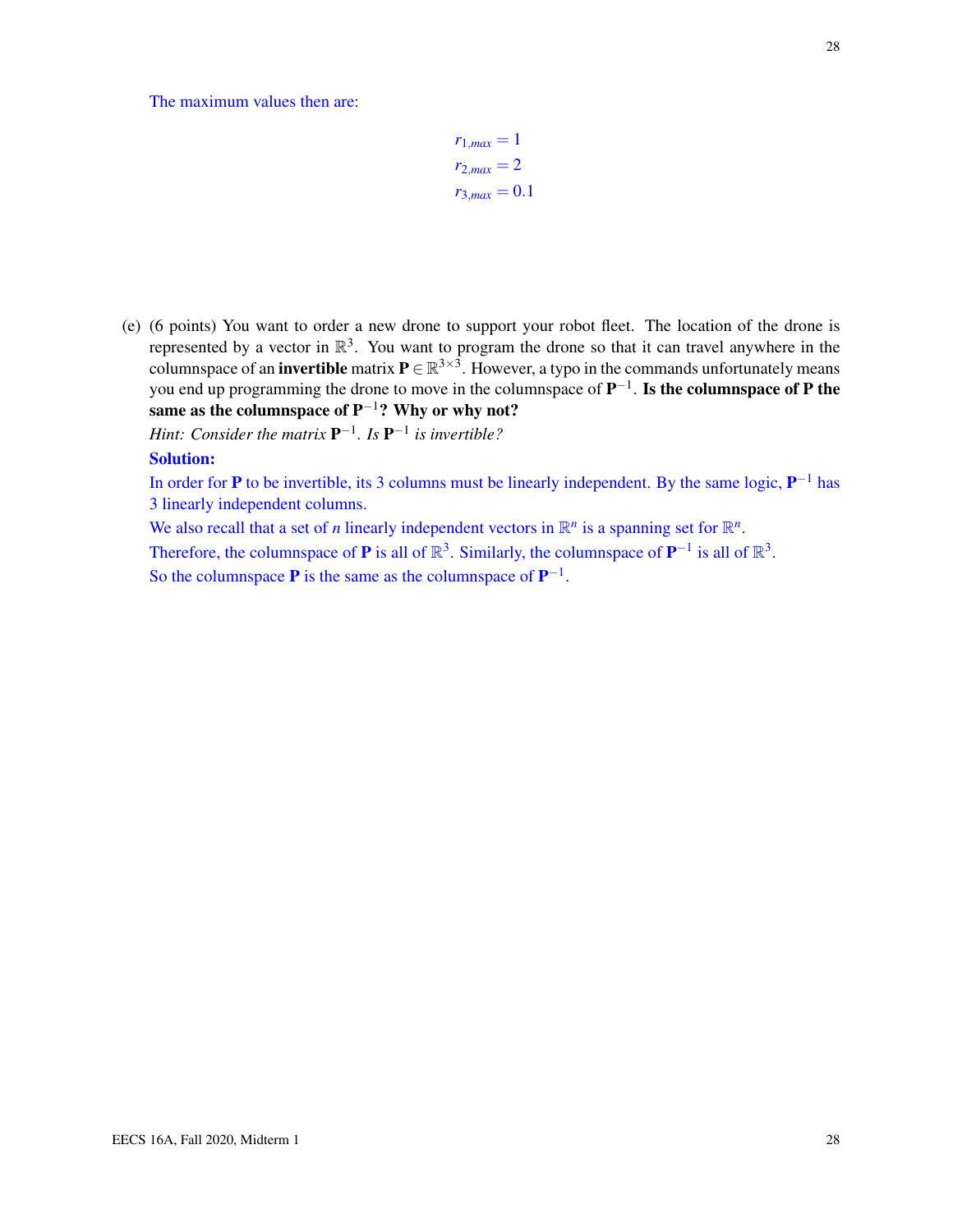The maximum values then are:

$$r_{1,max} = 1$$
$$r_{2,max} = 2$$
$$r_{3,max} = 0.1$$

(e) (6 points) You want to order a new drone to support your robot fleet. The location of the drone is represented by a vector in $\mathbb{R}^3$. You want to program the drone so that it can travel anywhere in the columnspace of an **invertible** matrix $\mathbf{P} \in \mathbb{R}^{3\times 3}$. However, a typo in the commands unfortunately means you end up programming the drone to move in the columnspace of $\mathbf{P}^{-1}$. **Is the columnspace of P the same as the columnspace of $\mathbf{P}^{-1}$? Why or why not?**

*Hint: Consider the matrix* $\mathbf{P}^{-1}$*. Is* $\mathbf{P}^{-1}$ *is invertible?*

**Solution:**

In order for $\mathbf{P}$ to be invertible, its 3 columns must be linearly independent. By the same logic, $\mathbf{P}^{-1}$ has 3 linearly independent columns.

We also recall that a set of $n$ linearly independent vectors in $\mathbb{R}^n$ is a spanning set for $\mathbb{R}^n$.

Therefore, the columnspace of $\mathbf{P}$ is all of $\mathbb{R}^3$. Similarly, the columnspace of $\mathbf{P}^{-1}$ is all of $\mathbb{R}^3$.

So the columnspace $\mathbf{P}$ is the same as the columnspace of $\mathbf{P}^{-1}$.